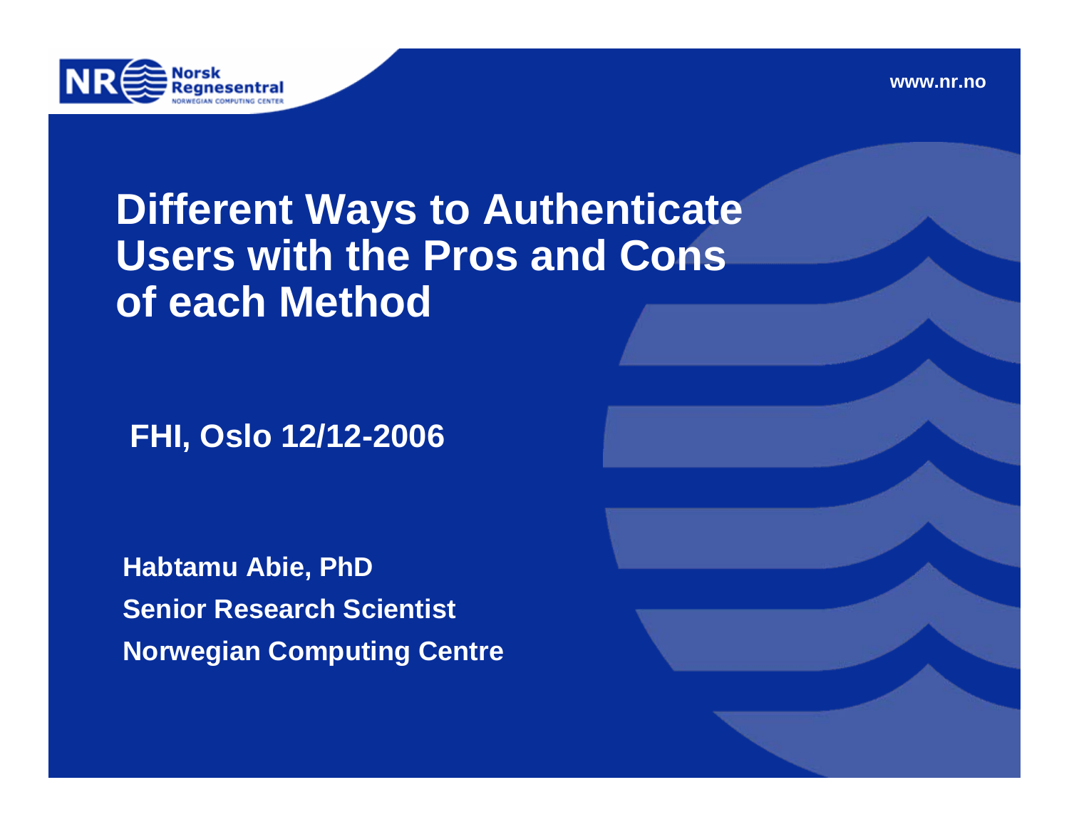# Different Ways to Authenticate Users with the Pros and Cons of each Method

**FHI, Oslo 12/12-2006**

**Habtamu Abie, PhD**

**Senior Research Scientist**

**Norwegian Computing Centre**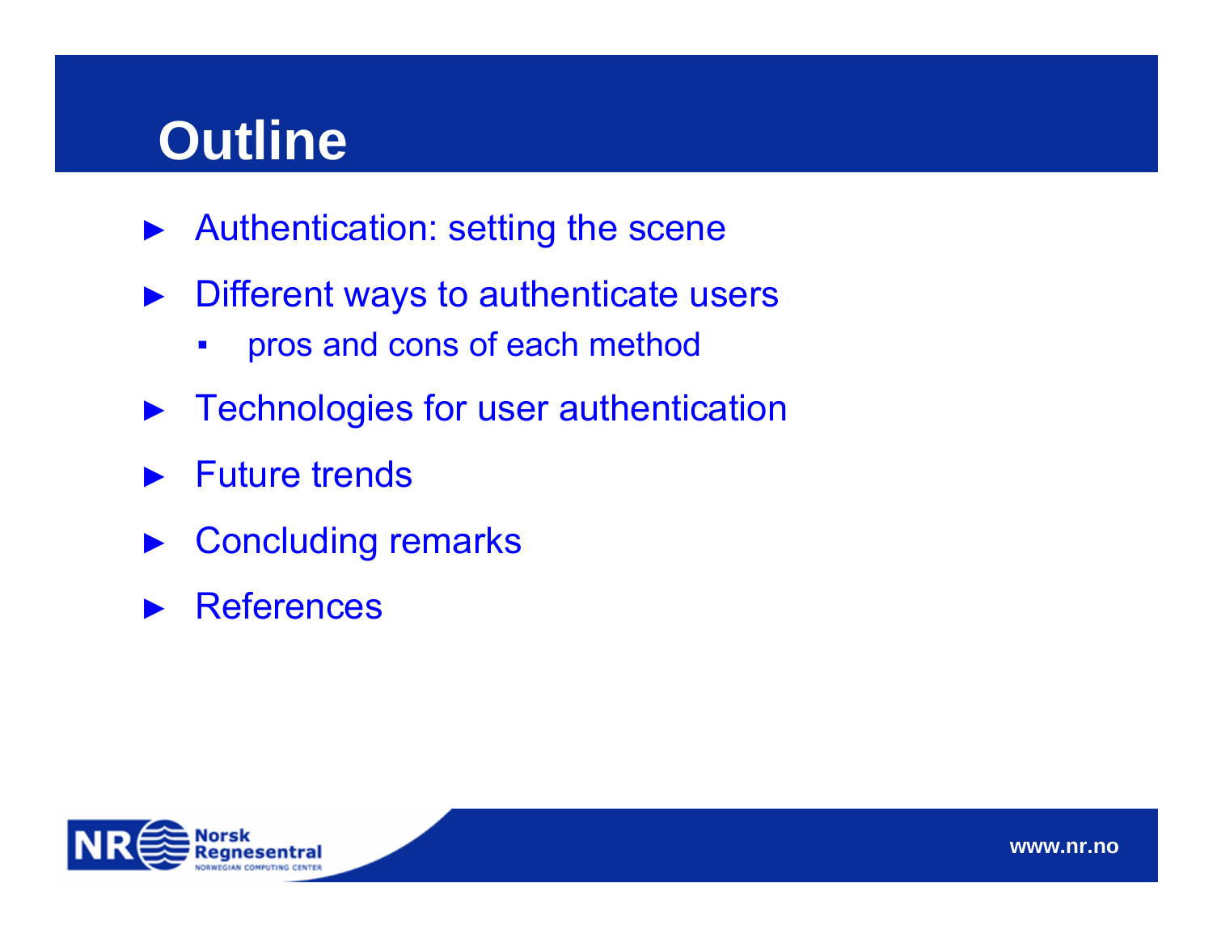# Outline

- Authentication: setting the scene
- Different ways to authenticate users
  - pros and cons of each method
- Technologies for user authentication
- Future trends
- Concluding remarks
- References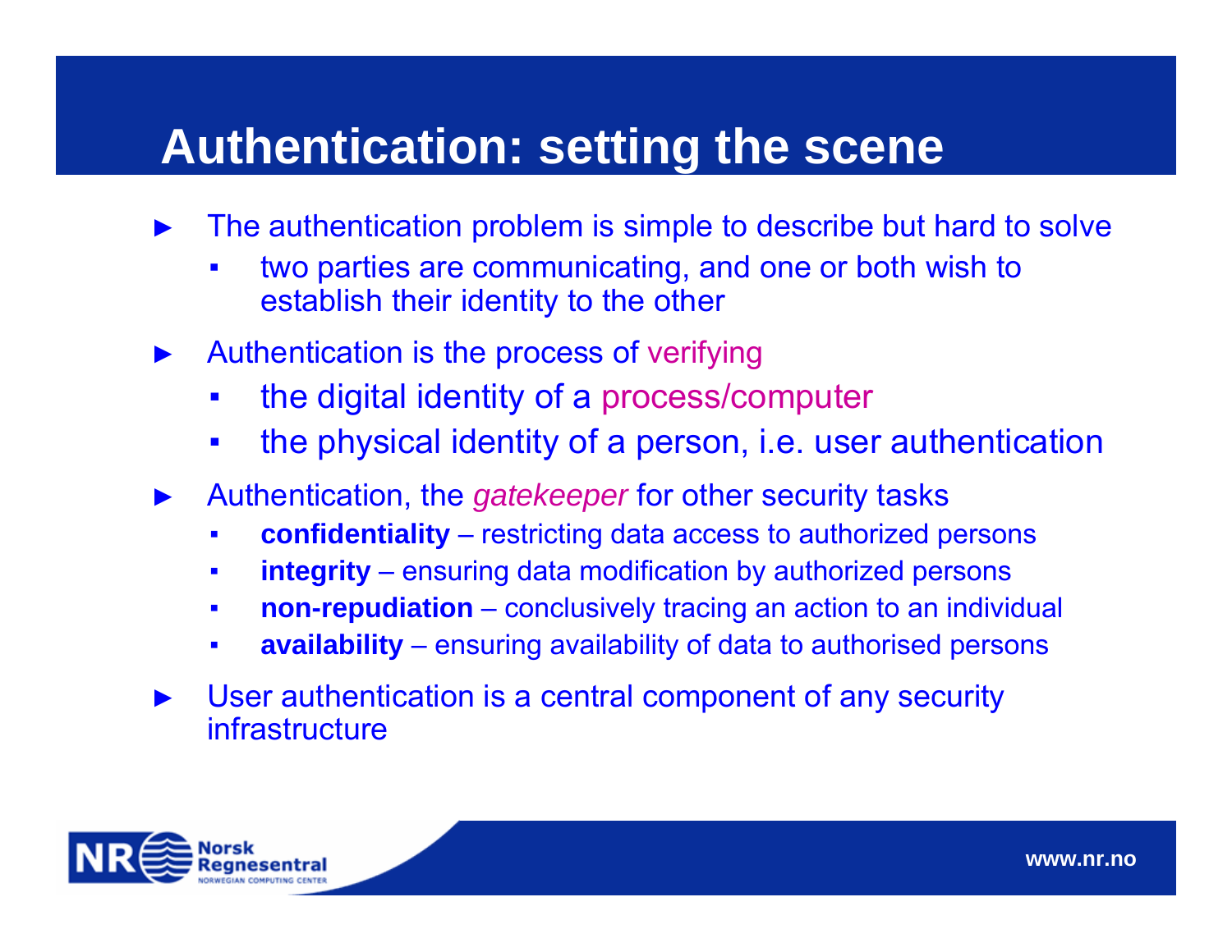# Authentication: setting the scene

- The authentication problem is simple to describe but hard to solve
  - two parties are communicating, and one or both wish to establish their identity to the other
- Authentication is the process of verifying
  - the digital identity of a process/computer
  - the physical identity of a person, i.e. user authentication
- Authentication, the *gatekeeper* for other security tasks
  - **confidentiality** – restricting data access to authorized persons
  - **integrity** – ensuring data modification by authorized persons
  - **non-repudiation** – conclusively tracing an action to an individual
  - **availability** – ensuring availability of data to authorised persons
- User authentication is a central component of any security infrastructure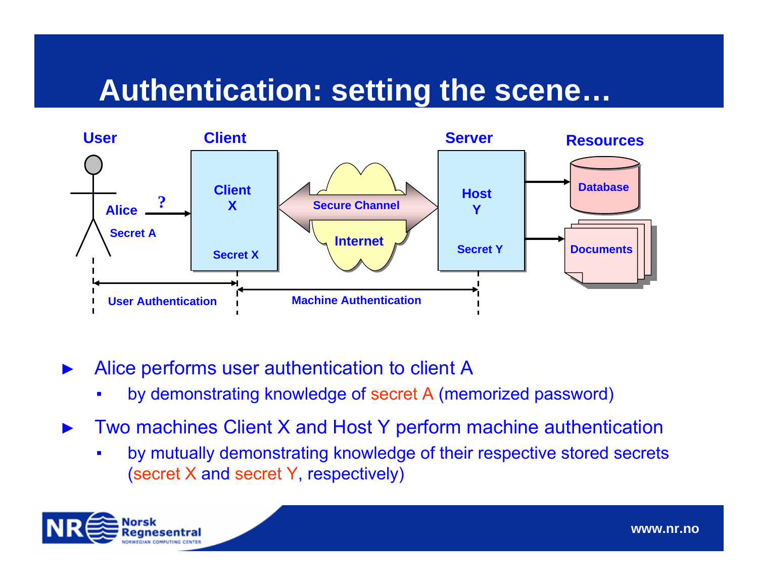# Authentication: setting the scene…

User | Client | Server | Resources

Alice — Secret A → ? → Client X (Secret X) ⟷ Secure Channel / Internet ⟷ Host Y (Secret Y) → Database, Documents

User Authentication | Machine Authentication

- Alice performs user authentication to client A
  - by demonstrating knowledge of secret A (memorized password)
- Two machines Client X and Host Y perform machine authentication
  - by mutually demonstrating knowledge of their respective stored secrets (secret X and secret Y, respectively)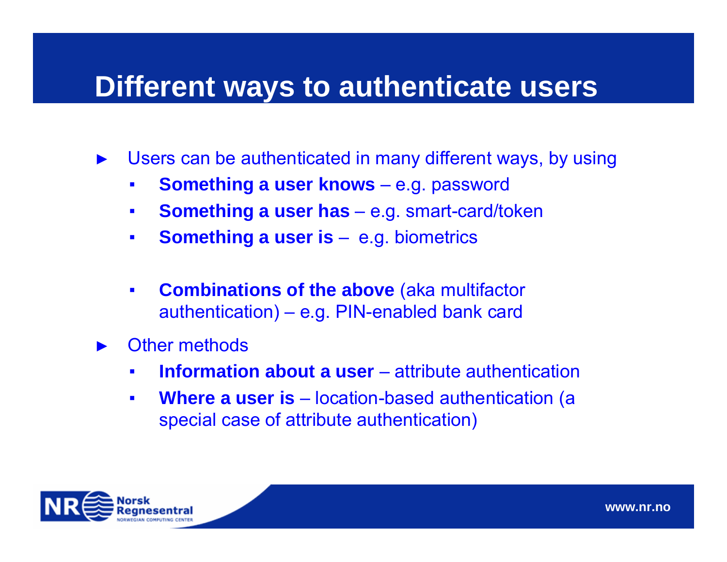# Different ways to authenticate users

- Users can be authenticated in many different ways, by using
  - **Something a user knows** – e.g. password
  - **Something a user has** – e.g. smart-card/token
  - **Something a user is** – e.g. biometrics

  - **Combinations of the above** (aka multifactor authentication) – e.g. PIN-enabled bank card
- Other methods
  - **Information about a user** – attribute authentication
  - **Where a user is** – location-based authentication (a special case of attribute authentication)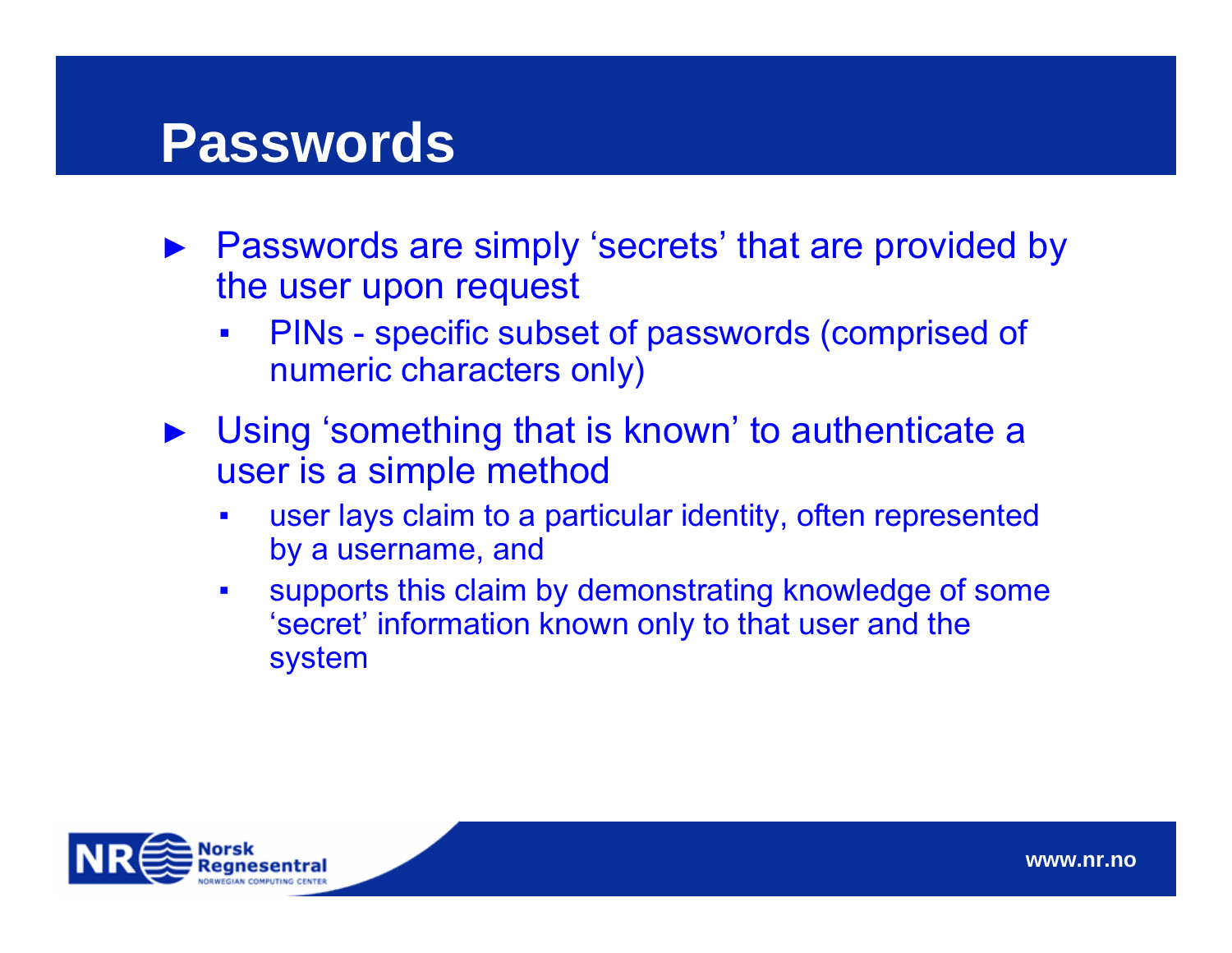# Passwords

- Passwords are simply ‘secrets’ that are provided by the user upon request
  - PINs - specific subset of passwords (comprised of numeric characters only)
- Using ‘something that is known’ to authenticate a user is a simple method
  - user lays claim to a particular identity, often represented by a username, and
  - supports this claim by demonstrating knowledge of some ‘secret’ information known only to that user and the system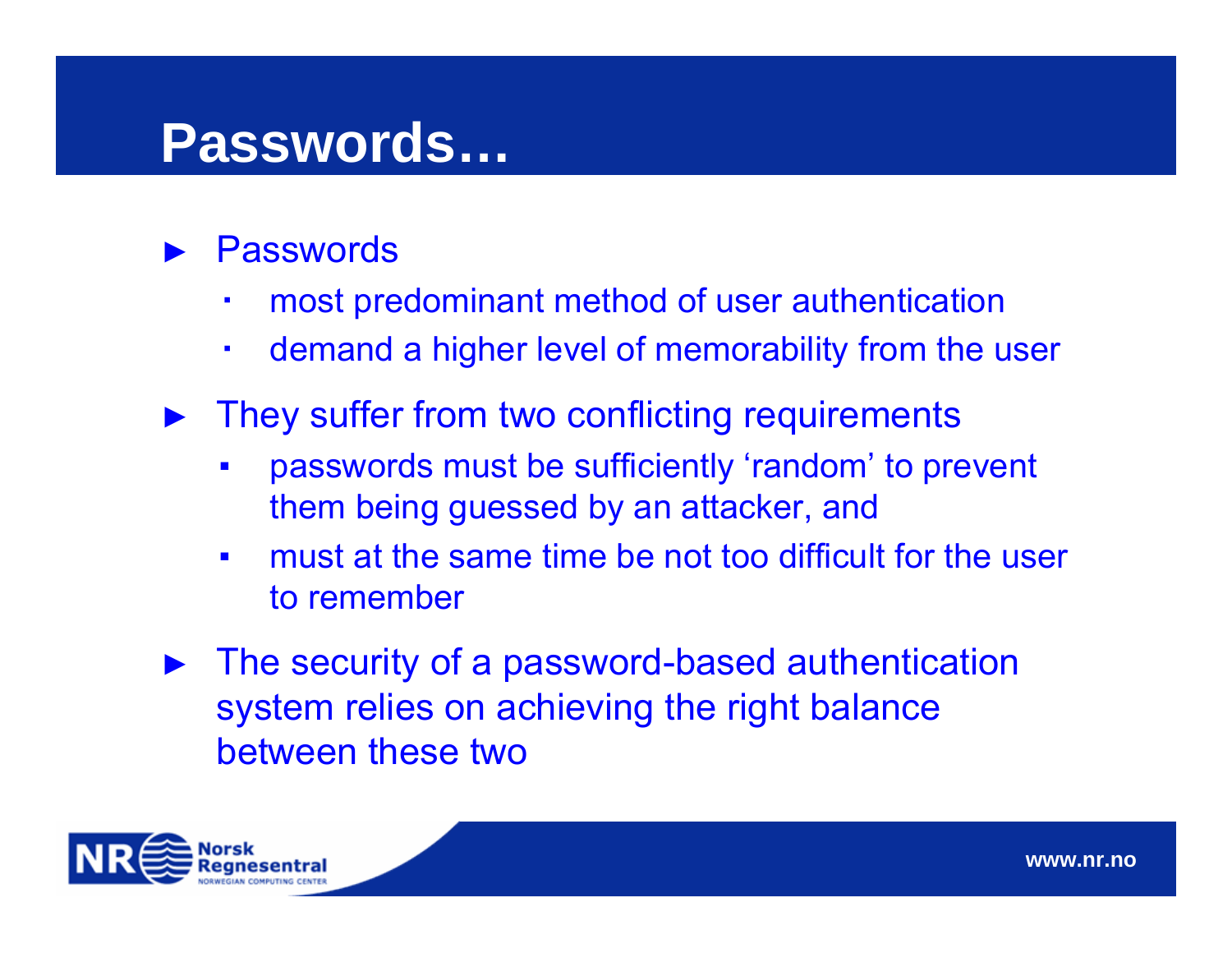# Passwords…

- Passwords
  - most predominant method of user authentication
  - demand a higher level of memorability from the user
- They suffer from two conflicting requirements
  - passwords must be sufficiently 'random' to prevent them being guessed by an attacker, and
  - must at the same time be not too difficult for the user to remember
- The security of a password-based authentication system relies on achieving the right balance between these two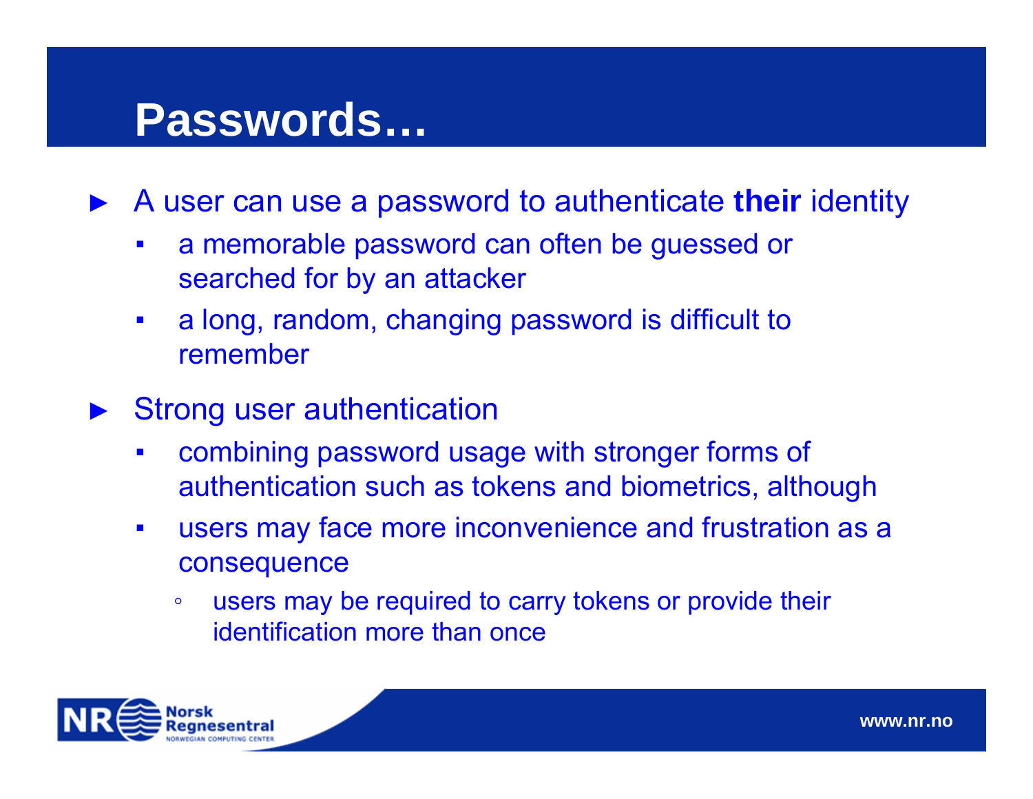# Passwords…

- A user can use a password to authenticate **their** identity
  - a memorable password can often be guessed or searched for by an attacker
  - a long, random, changing password is difficult to remember
- Strong user authentication
  - combining password usage with stronger forms of authentication such as tokens and biometrics, although
  - users may face more inconvenience and frustration as a consequence
    - users may be required to carry tokens or provide their identification more than once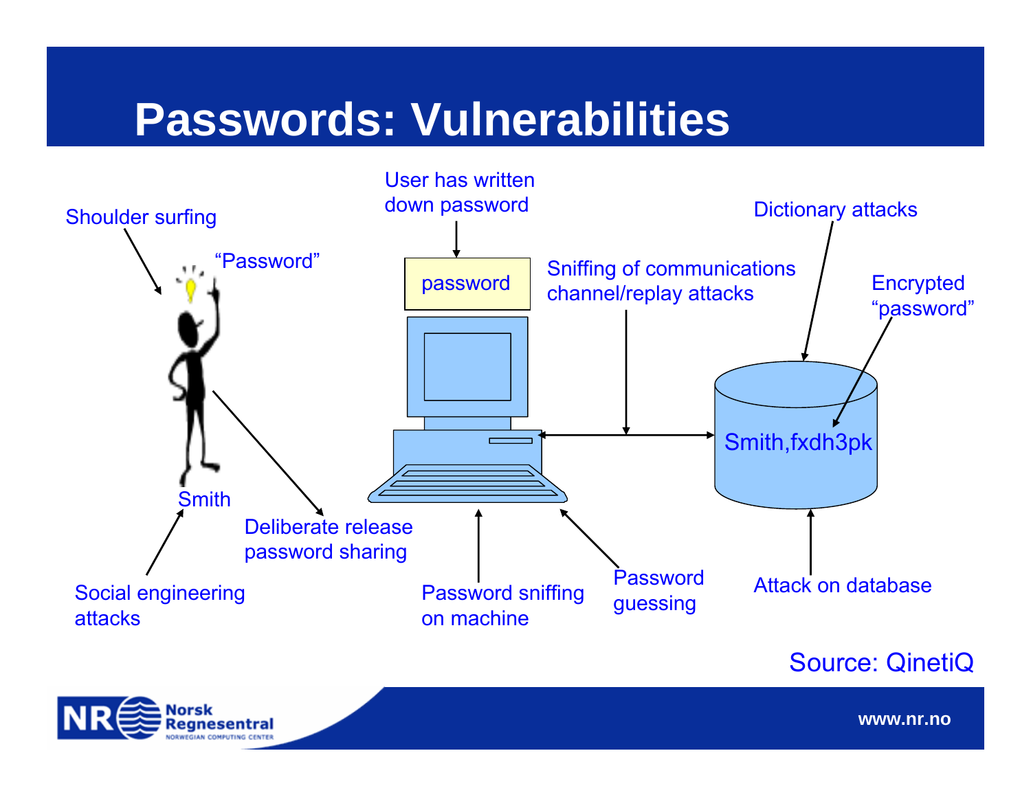# Passwords: Vulnerabilities

Shoulder surfing

"Password"

Smith

User has written down password

password

Sniffing of communications channel/replay attacks

Dictionary attacks

Encrypted "password"

Smith,fxdh3pk

Deliberate release password sharing

Social engineering attacks

Password sniffing on machine

Password guessing

Attack on database

Source: QinetiQ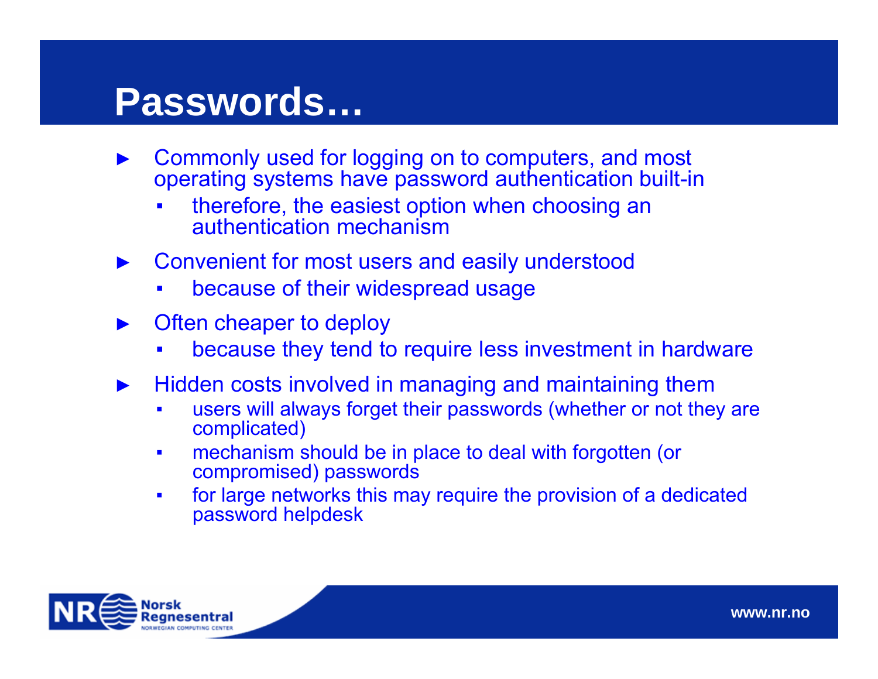# Passwords…

- Commonly used for logging on to computers, and most operating systems have password authentication built-in
  - therefore, the easiest option when choosing an authentication mechanism
- Convenient for most users and easily understood
  - because of their widespread usage
- Often cheaper to deploy
  - because they tend to require less investment in hardware
- Hidden costs involved in managing and maintaining them
  - users will always forget their passwords (whether or not they are complicated)
  - mechanism should be in place to deal with forgotten (or compromised) passwords
  - for large networks this may require the provision of a dedicated password helpdesk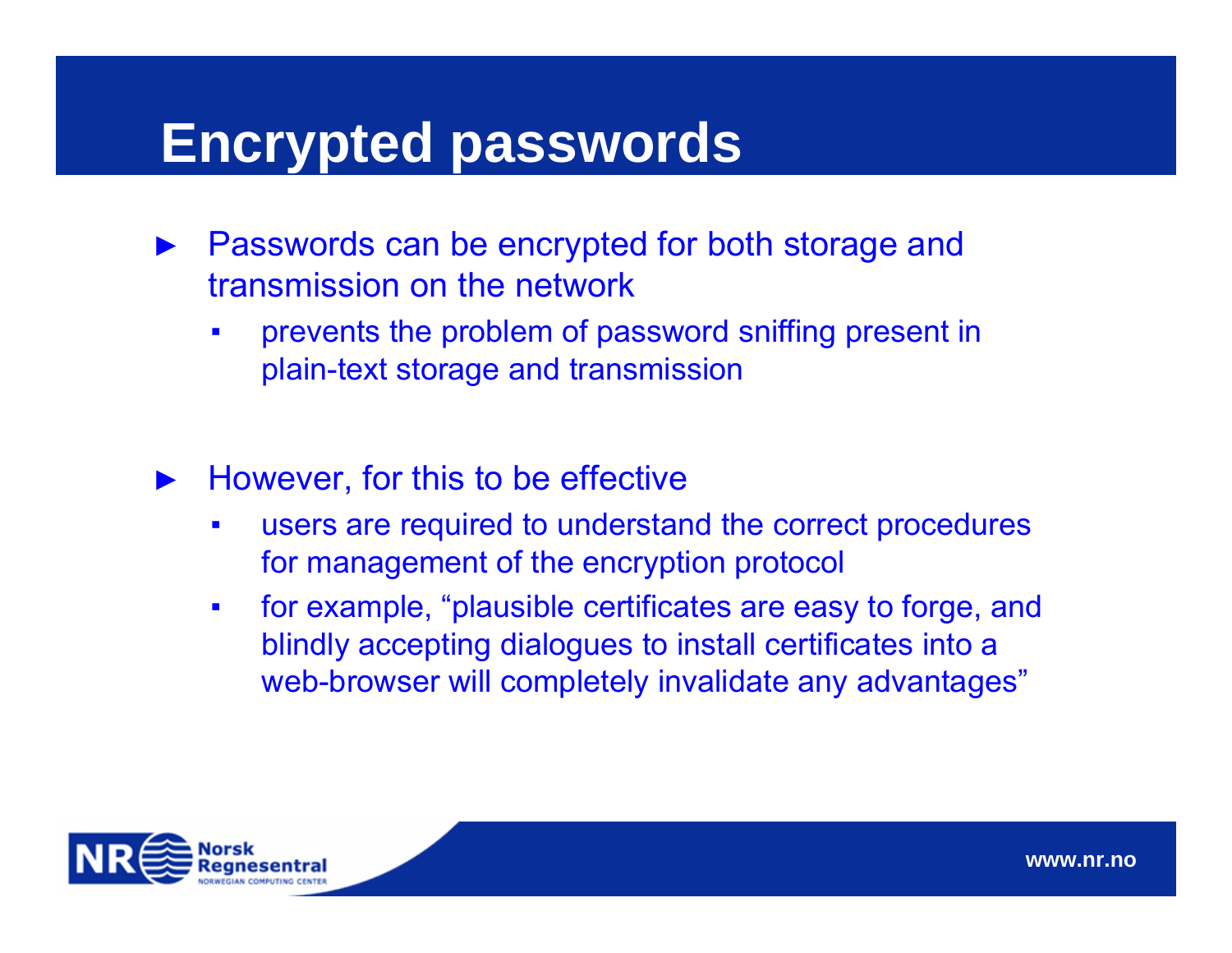# Encrypted passwords

- Passwords can be encrypted for both storage and transmission on the network
  - prevents the problem of password sniffing present in plain-text storage and transmission

- However, for this to be effective
  - users are required to understand the correct procedures for management of the encryption protocol
  - for example, "plausible certificates are easy to forge, and blindly accepting dialogues to install certificates into a web-browser will completely invalidate any advantages"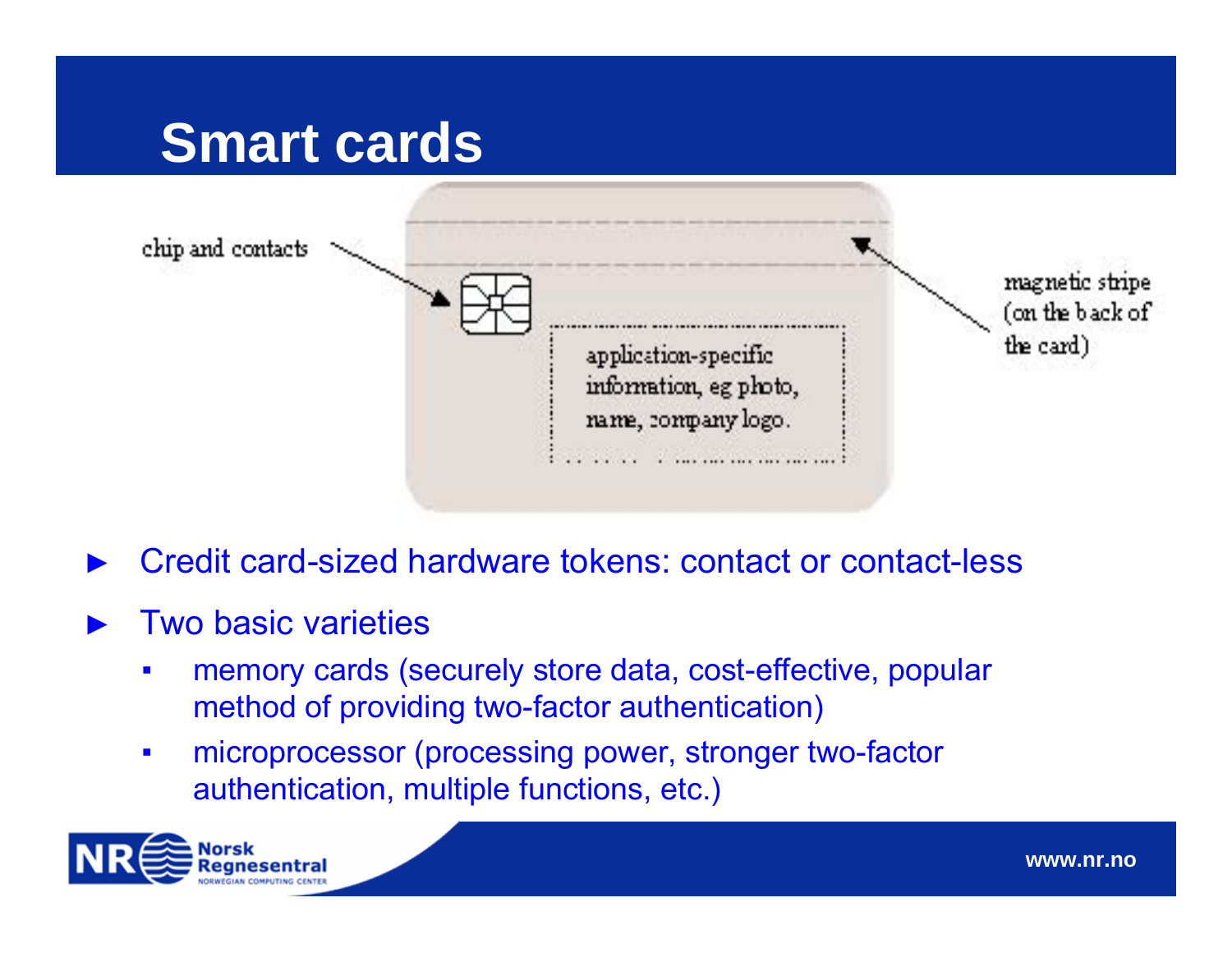# Smart cards

chip and contacts

magnetic stripe (on the back of the card)

application-specific information, eg photo, name, company logo.

- Credit card-sized hardware tokens: contact or contact-less
- Two basic varieties
  - memory cards (securely store data, cost-effective, popular method of providing two-factor authentication)
  - microprocessor (processing power, stronger two-factor authentication, multiple functions, etc.)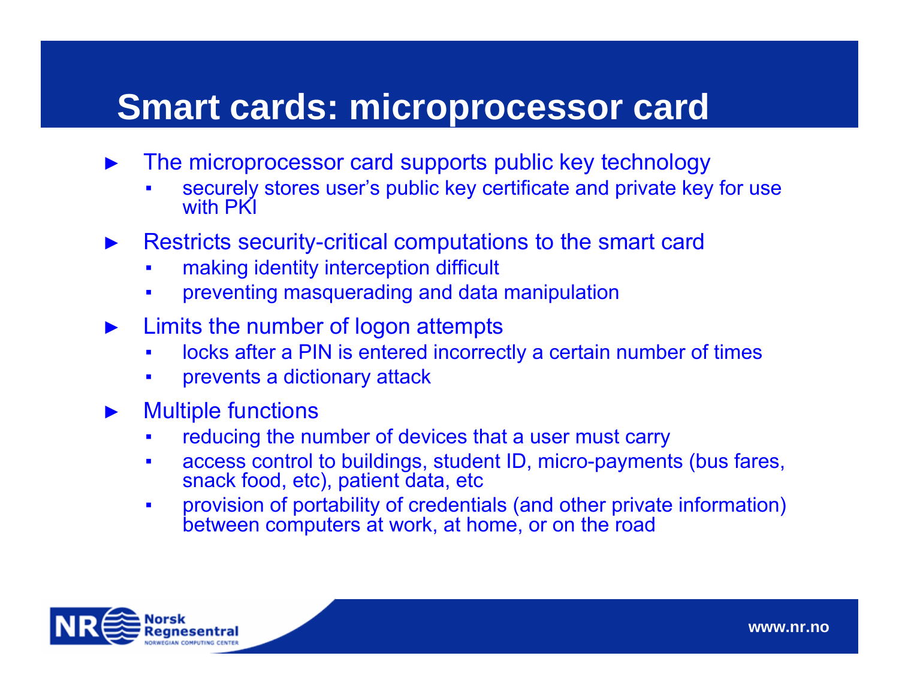# Smart cards: microprocessor card

- The microprocessor card supports public key technology
  - securely stores user's public key certificate and private key for use with PKI
- Restricts security-critical computations to the smart card
  - making identity interception difficult
  - preventing masquerading and data manipulation
- Limits the number of logon attempts
  - locks after a PIN is entered incorrectly a certain number of times
  - prevents a dictionary attack
- Multiple functions
  - reducing the number of devices that a user must carry
  - access control to buildings, student ID, micro-payments (bus fares, snack food, etc), patient data, etc
  - provision of portability of credentials (and other private information) between computers at work, at home, or on the road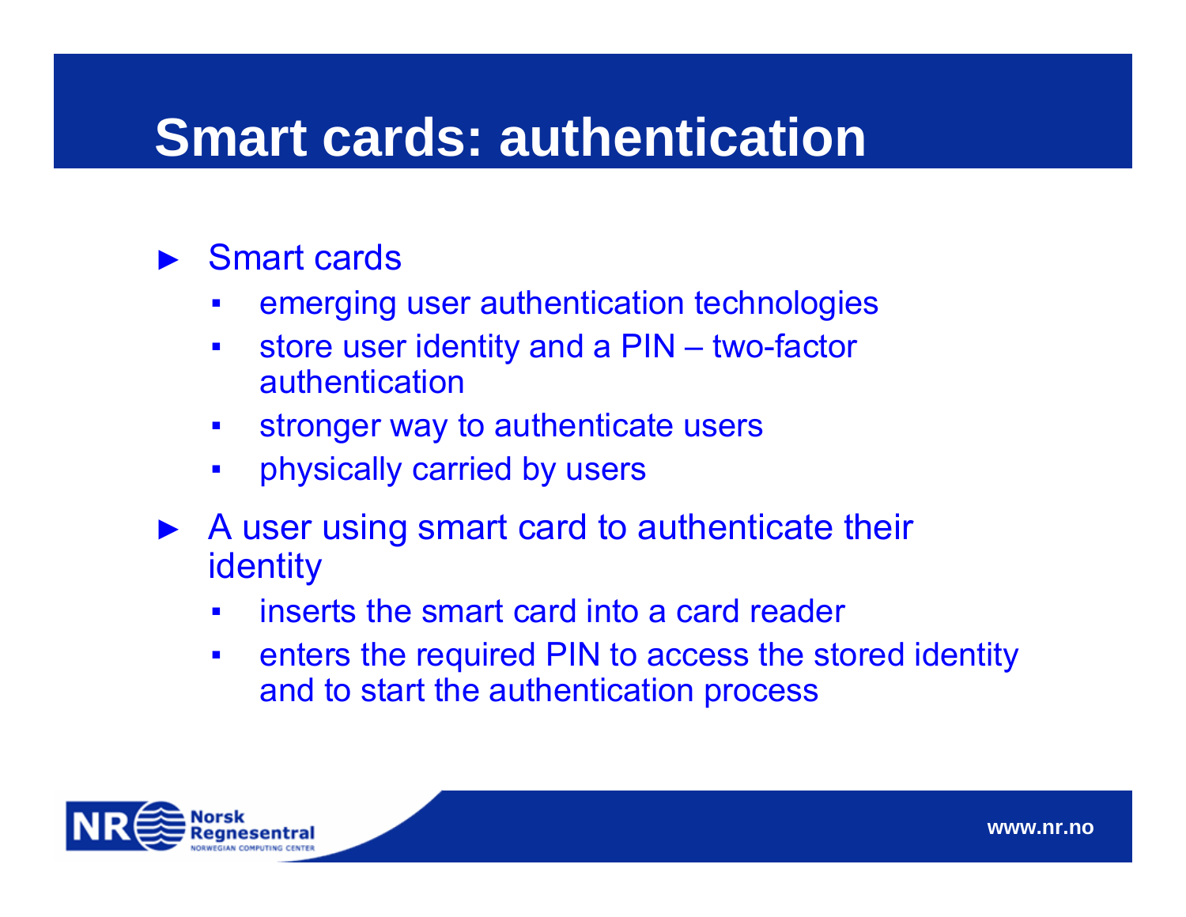# Smart cards: authentication

- Smart cards
  - emerging user authentication technologies
  - store user identity and a PIN – two-factor authentication
  - stronger way to authenticate users
  - physically carried by users
- A user using smart card to authenticate their identity
  - inserts the smart card into a card reader
  - enters the required PIN to access the stored identity and to start the authentication process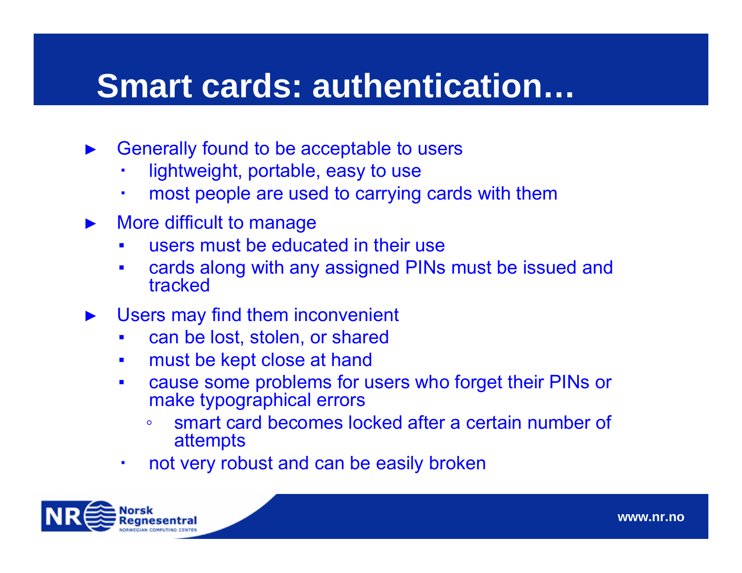# Smart cards: authentication…

- Generally found to be acceptable to users
  - lightweight, portable, easy to use
  - most people are used to carrying cards with them
- More difficult to manage
  - users must be educated in their use
  - cards along with any assigned PINs must be issued and tracked
- Users may find them inconvenient
  - can be lost, stolen, or shared
  - must be kept close at hand
  - cause some problems for users who forget their PINs or make typographical errors
    - smart card becomes locked after a certain number of attempts
  - not very robust and can be easily broken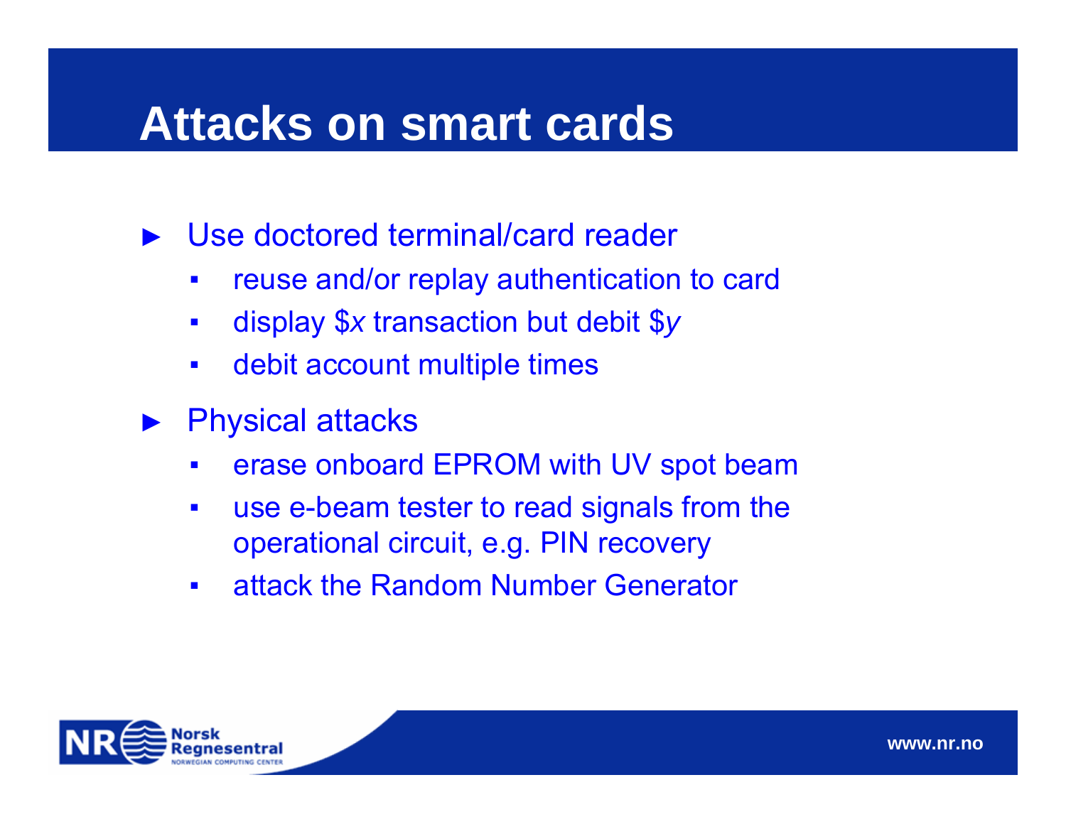# Attacks on smart cards

- Use doctored terminal/card reader
  - reuse and/or replay authentication to card
  - display $*x* transaction but debit $*y*
  - debit account multiple times
- Physical attacks
  - erase onboard EPROM with UV spot beam
  - use e-beam tester to read signals from the operational circuit, e.g. PIN recovery
  - attack the Random Number Generator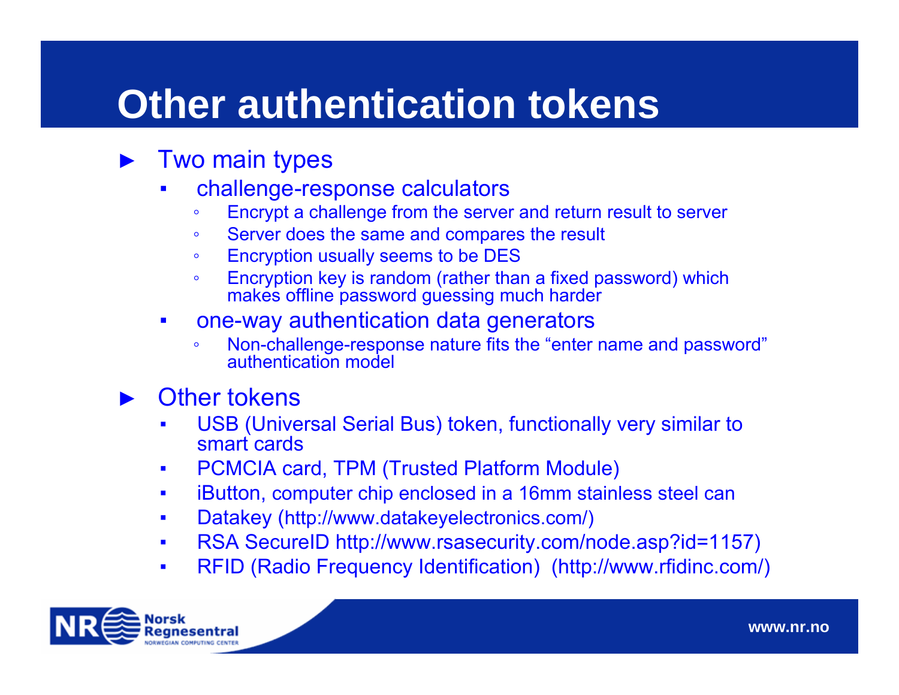# Other authentication tokens

- Two main types
  - challenge-response calculators
    - Encrypt a challenge from the server and return result to server
    - Server does the same and compares the result
    - Encryption usually seems to be DES
    - Encryption key is random (rather than a fixed password) which makes offline password guessing much harder
  - one-way authentication data generators
    - Non-challenge-response nature fits the “enter name and password” authentication model
- Other tokens
  - USB (Universal Serial Bus) token, functionally very similar to smart cards
  - PCMCIA card, TPM (Trusted Platform Module)
  - iButton, computer chip enclosed in a 16mm stainless steel can
  - Datakey (http://www.datakeyelectronics.com/)
  - RSA SecureID http://www.rsasecurity.com/node.asp?id=1157)
  - RFID (Radio Frequency Identification) (http://www.rfidinc.com/)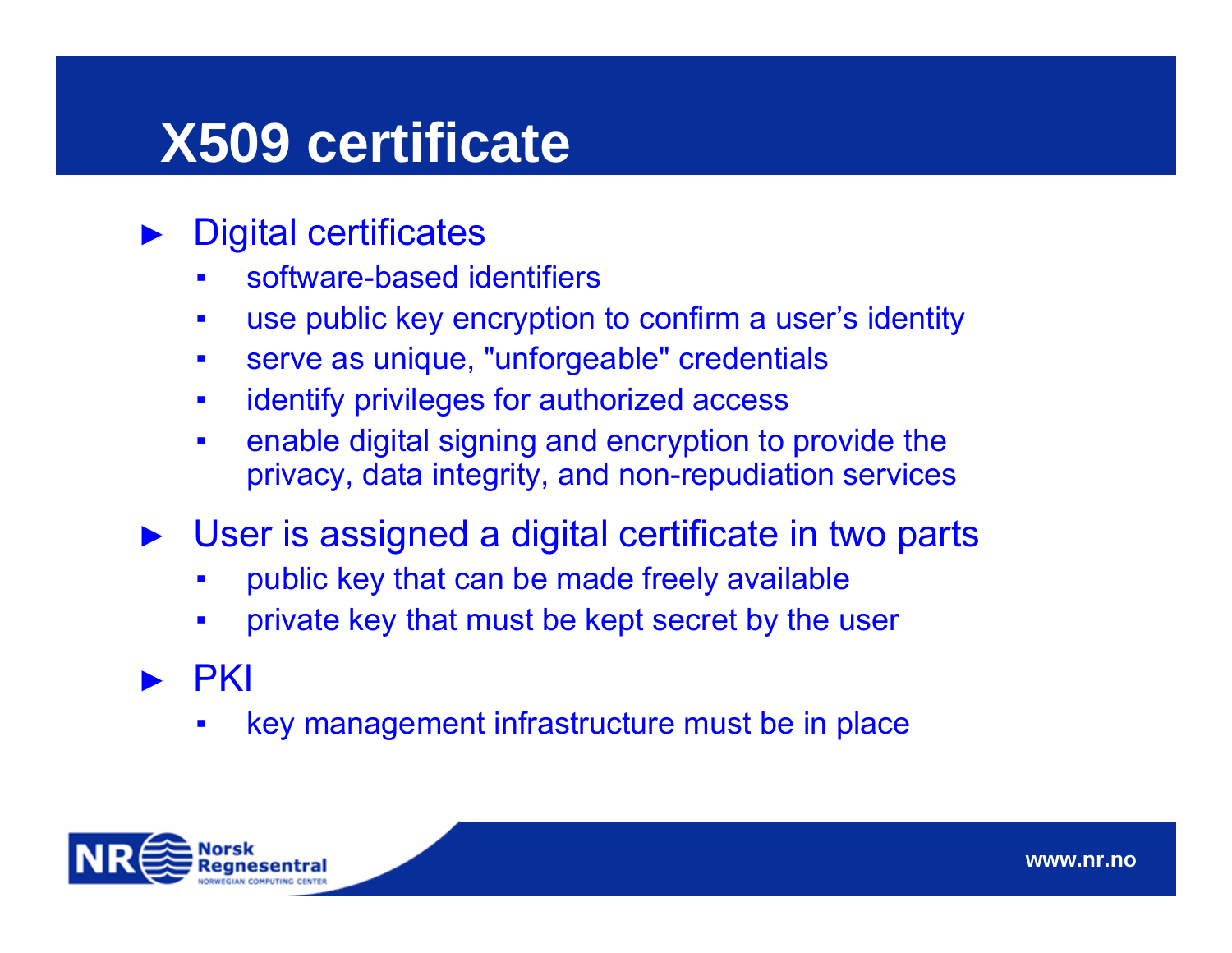# X509 certificate

- Digital certificates
  - software-based identifiers
  - use public key encryption to confirm a user's identity
  - serve as unique, "unforgeable" credentials
  - identify privileges for authorized access
  - enable digital signing and encryption to provide the privacy, data integrity, and non-repudiation services
- User is assigned a digital certificate in two parts
  - public key that can be made freely available
  - private key that must be kept secret by the user
- PKI
  - key management infrastructure must be in place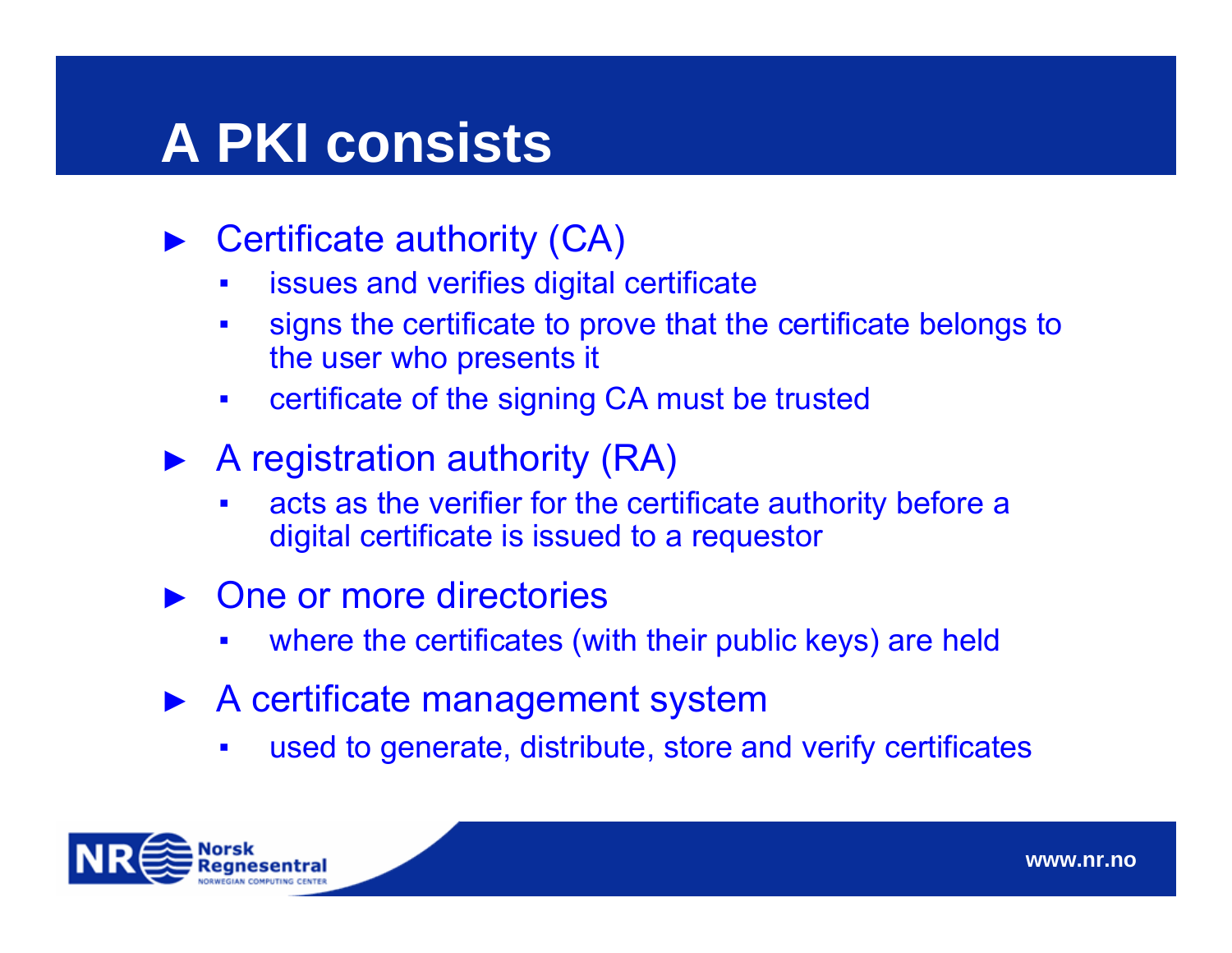# A PKI consists

- Certificate authority (CA)
  - issues and verifies digital certificate
  - signs the certificate to prove that the certificate belongs to the user who presents it
  - certificate of the signing CA must be trusted
- A registration authority (RA)
  - acts as the verifier for the certificate authority before a digital certificate is issued to a requestor
- One or more directories
  - where the certificates (with their public keys) are held
- A certificate management system
  - used to generate, distribute, store and verify certificates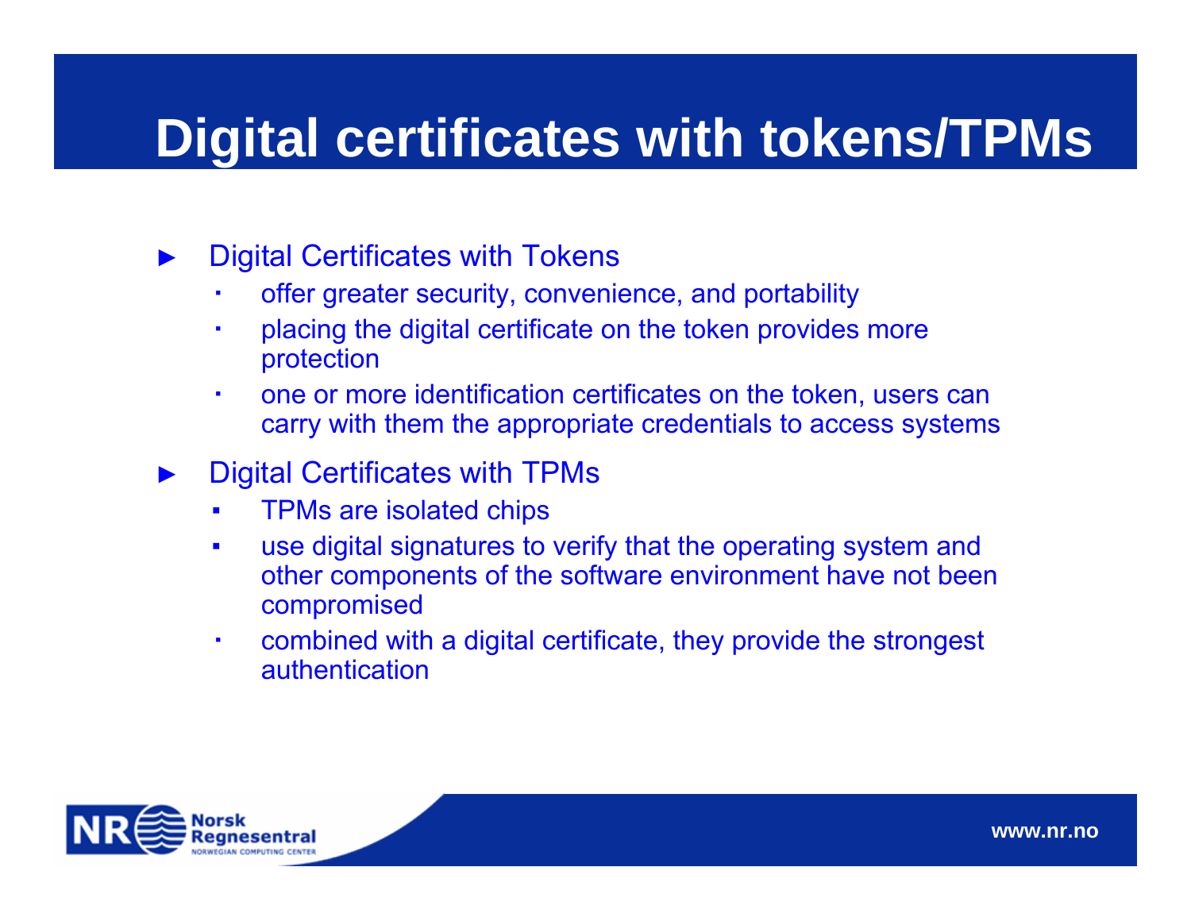# Digital certificates with tokens/TPMs

- Digital Certificates with Tokens
  - offer greater security, convenience, and portability
  - placing the digital certificate on the token provides more protection
  - one or more identification certificates on the token, users can carry with them the appropriate credentials to access systems
- Digital Certificates with TPMs
  - TPMs are isolated chips
  - use digital signatures to verify that the operating system and other components of the software environment have not been compromised
  - combined with a digital certificate, they provide the strongest authentication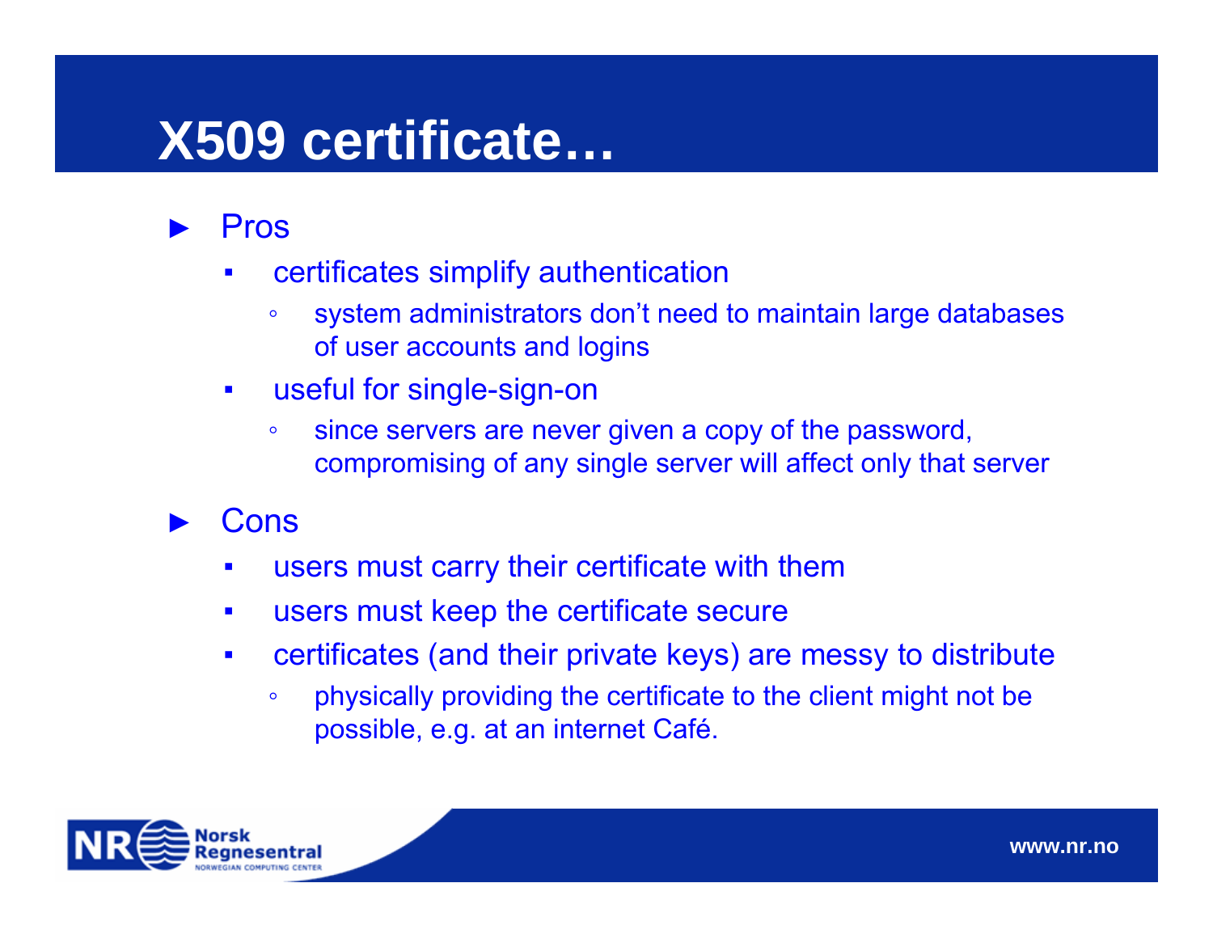# X509 certificate…

- Pros
  - certificates simplify authentication
    - system administrators don't need to maintain large databases of user accounts and logins
  - useful for single-sign-on
    - since servers are never given a copy of the password, compromising of any single server will affect only that server
- Cons
  - users must carry their certificate with them
  - users must keep the certificate secure
  - certificates (and their private keys) are messy to distribute
    - physically providing the certificate to the client might not be possible, e.g. at an internet Café.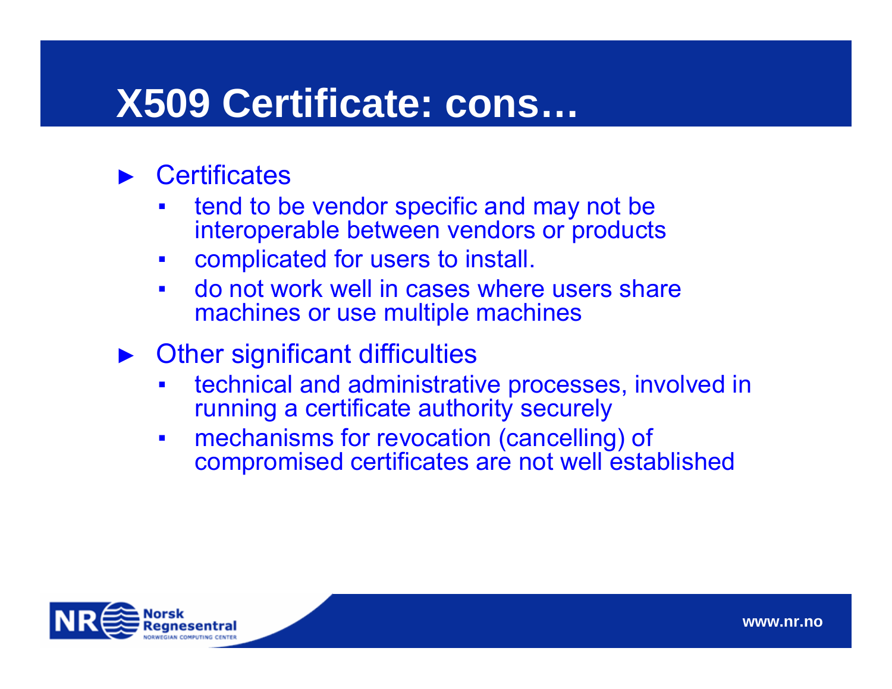# X509 Certificate: cons…

- Certificates
  - tend to be vendor specific and may not be interoperable between vendors or products
  - complicated for users to install.
  - do not work well in cases where users share machines or use multiple machines
- Other significant difficulties
  - technical and administrative processes, involved in running a certificate authority securely
  - mechanisms for revocation (cancelling) of compromised certificates are not well established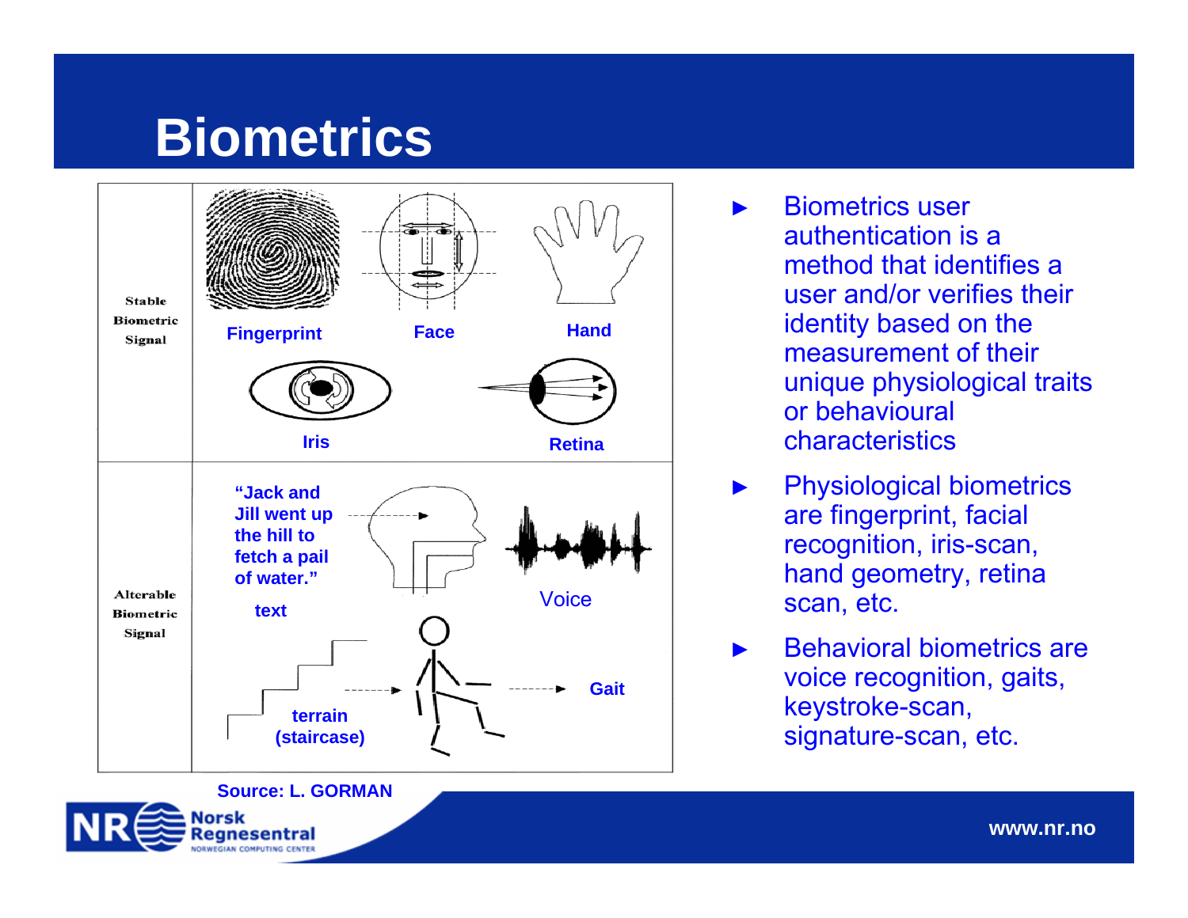# Biometrics

| | |
|---|---|
| Stable Biometric Signal | Fingerprint, Face, Hand, Iris, Retina |
| Alterable Biometric Signal | "Jack and Jill went up the hill to fetch a pail of water." text, Voice, terrain (staircase), Gait |

Source: L. GORMAN

- Biometrics user authentication is a method that identifies a user and/or verifies their identity based on the measurement of their unique physiological traits or behavioural characteristics
- Physiological biometrics are fingerprint, facial recognition, iris-scan, hand geometry, retina scan, etc.
- Behavioral biometrics are voice recognition, gaits, keystroke-scan, signature-scan, etc.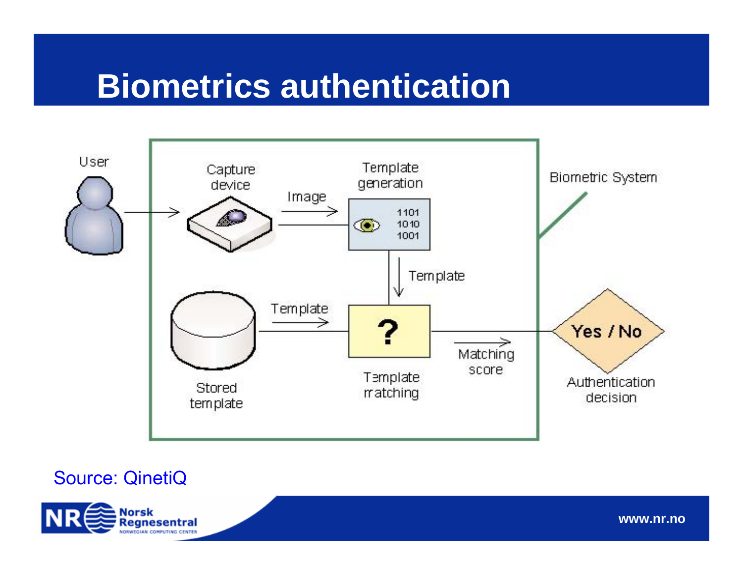# Biometrics authentication

User

Capture device

Image

Template generation

1101
1010
1001

Template

Biometric System

Stored template

Template

?

Template matching

Matching score

Yes / No

Authentication decision

Source: QinetiQ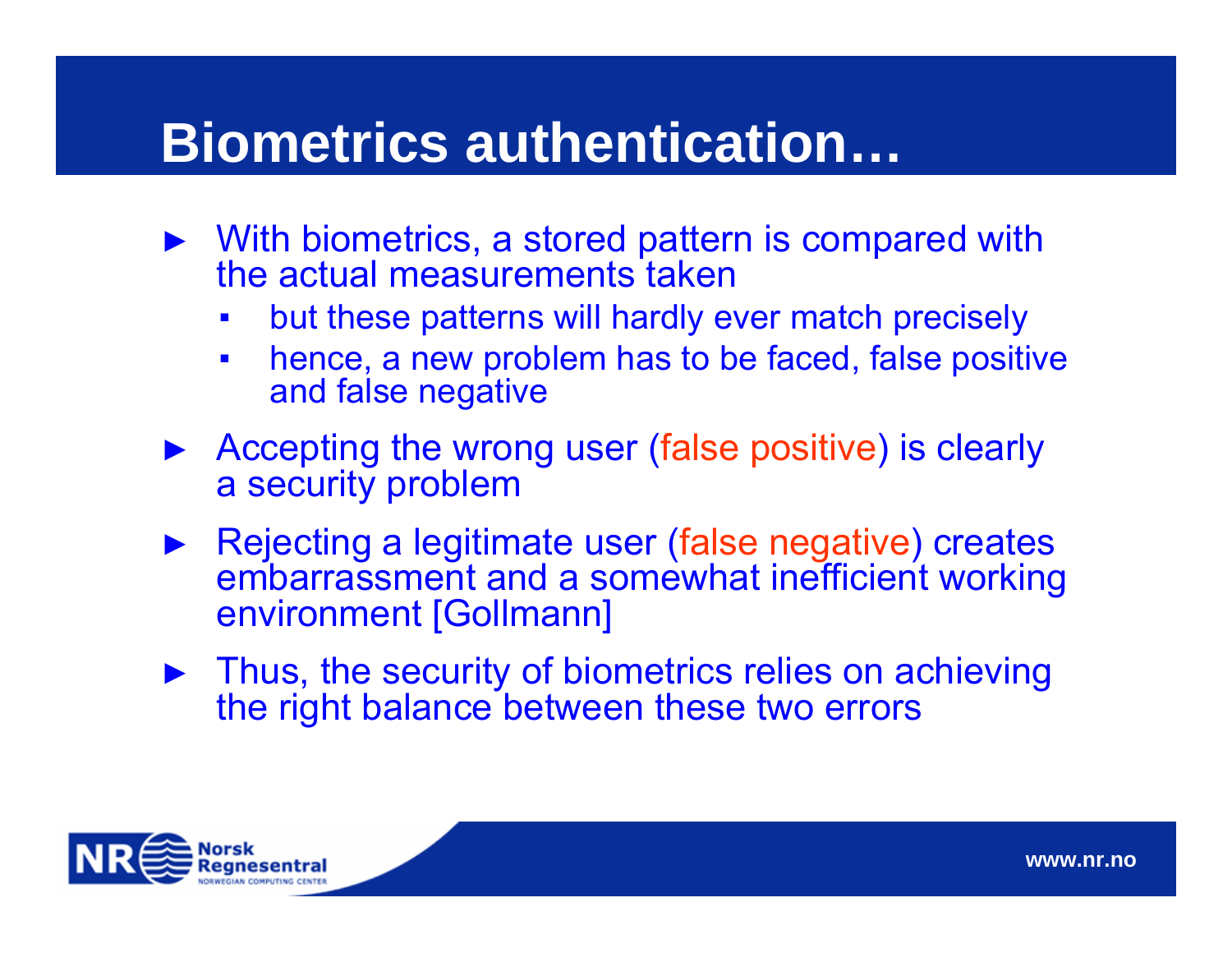# Biometrics authentication…

- With biometrics, a stored pattern is compared with the actual measurements taken
  - but these patterns will hardly ever match precisely
  - hence, a new problem has to be faced, false positive and false negative
- Accepting the wrong user (false positive) is clearly a security problem
- Rejecting a legitimate user (false negative) creates embarrassment and a somewhat inefficient working environment [Gollmann]
- Thus, the security of biometrics relies on achieving the right balance between these two errors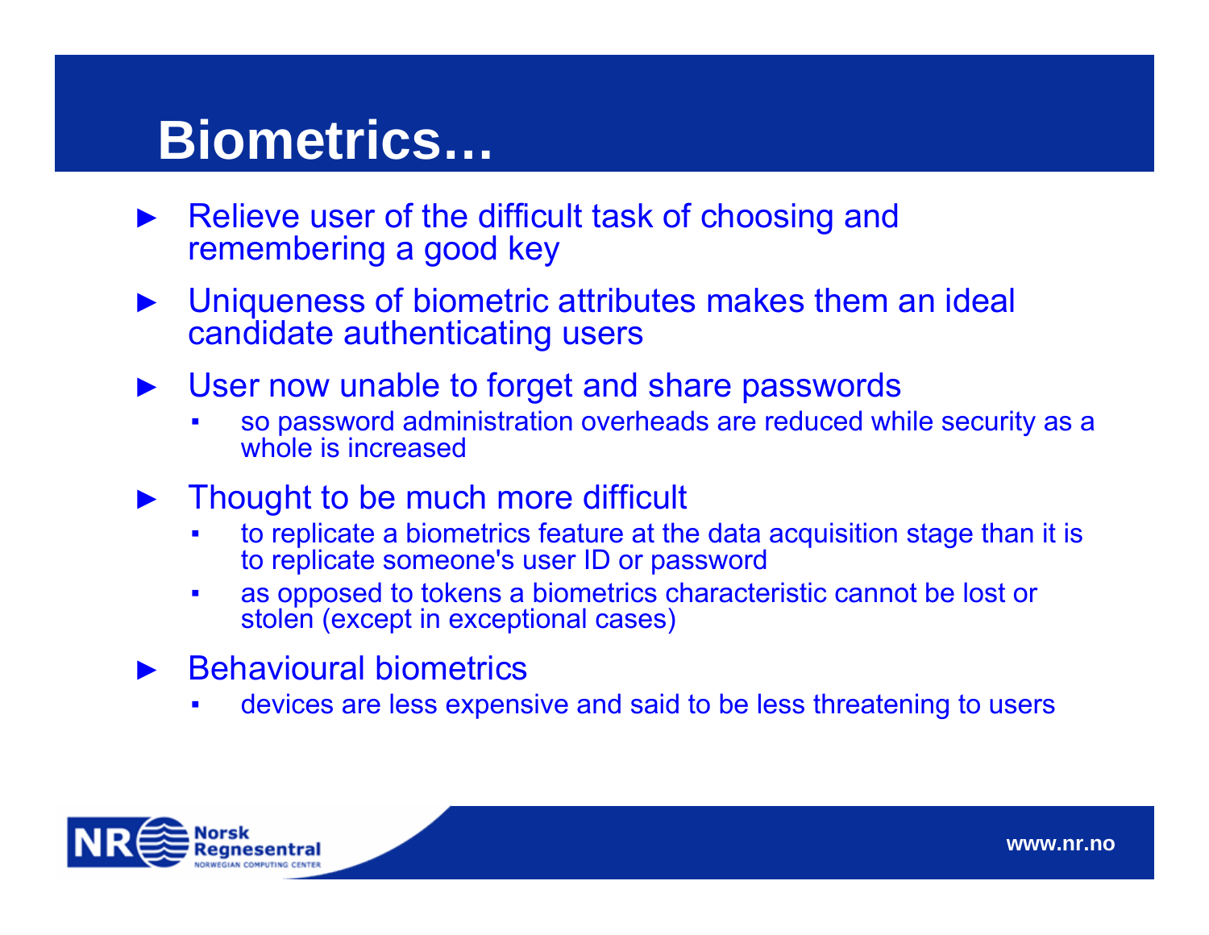# Biometrics…

- Relieve user of the difficult task of choosing and remembering a good key
- Uniqueness of biometric attributes makes them an ideal candidate authenticating users
- User now unable to forget and share passwords
  - so password administration overheads are reduced while security as a whole is increased
- Thought to be much more difficult
  - to replicate a biometrics feature at the data acquisition stage than it is to replicate someone's user ID or password
  - as opposed to tokens a biometrics characteristic cannot be lost or stolen (except in exceptional cases)
- Behavioural biometrics
  - devices are less expensive and said to be less threatening to users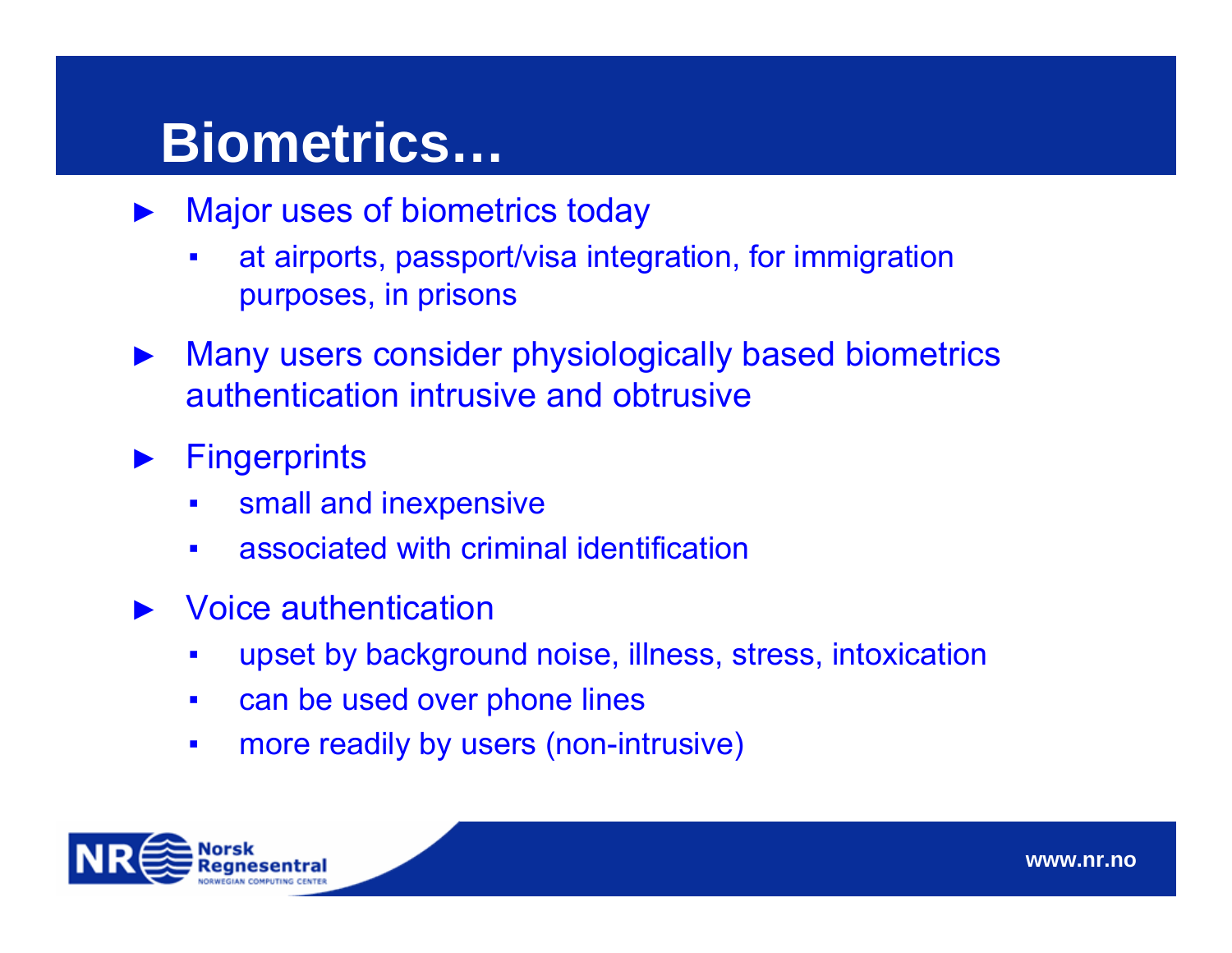# Biometrics…

- Major uses of biometrics today
  - at airports, passport/visa integration, for immigration purposes, in prisons
- Many users consider physiologically based biometrics authentication intrusive and obtrusive
- Fingerprints
  - small and inexpensive
  - associated with criminal identification
- Voice authentication
  - upset by background noise, illness, stress, intoxication
  - can be used over phone lines
  - more readily by users (non-intrusive)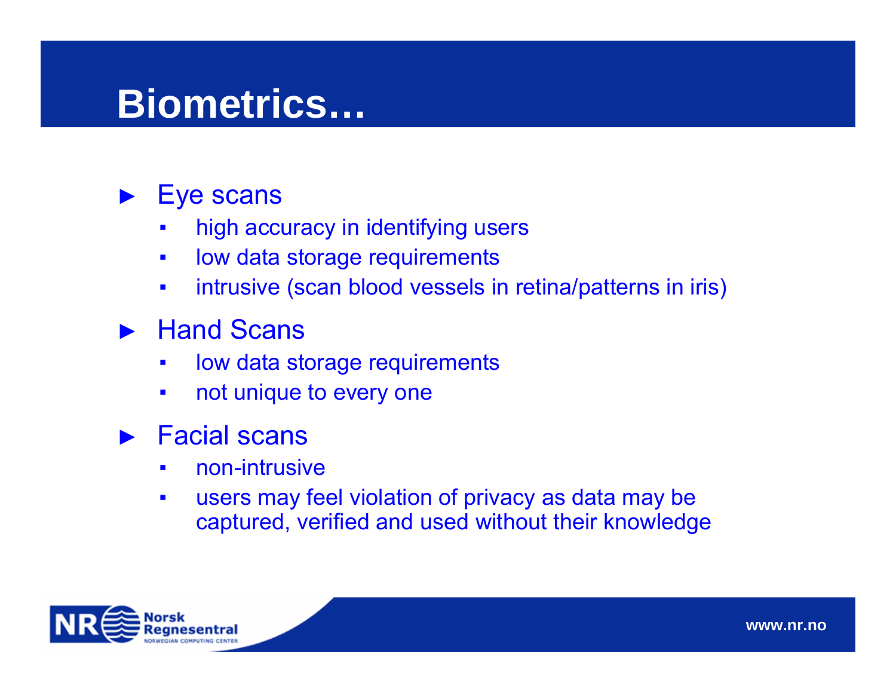# Biometrics…

- Eye scans
  - high accuracy in identifying users
  - low data storage requirements
  - intrusive (scan blood vessels in retina/patterns in iris)
- Hand Scans
  - low data storage requirements
  - not unique to every one
- Facial scans
  - non-intrusive
  - users may feel violation of privacy as data may be captured, verified and used without their knowledge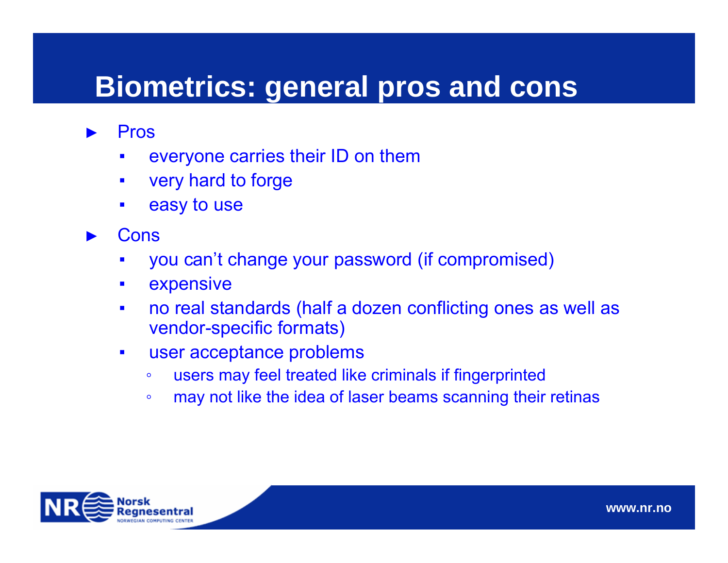# Biometrics: general pros and cons

- Pros
  - everyone carries their ID on them
  - very hard to forge
  - easy to use
- Cons
  - you can't change your password (if compromised)
  - expensive
  - no real standards (half a dozen conflicting ones as well as vendor-specific formats)
  - user acceptance problems
    - users may feel treated like criminals if fingerprinted
    - may not like the idea of laser beams scanning their retinas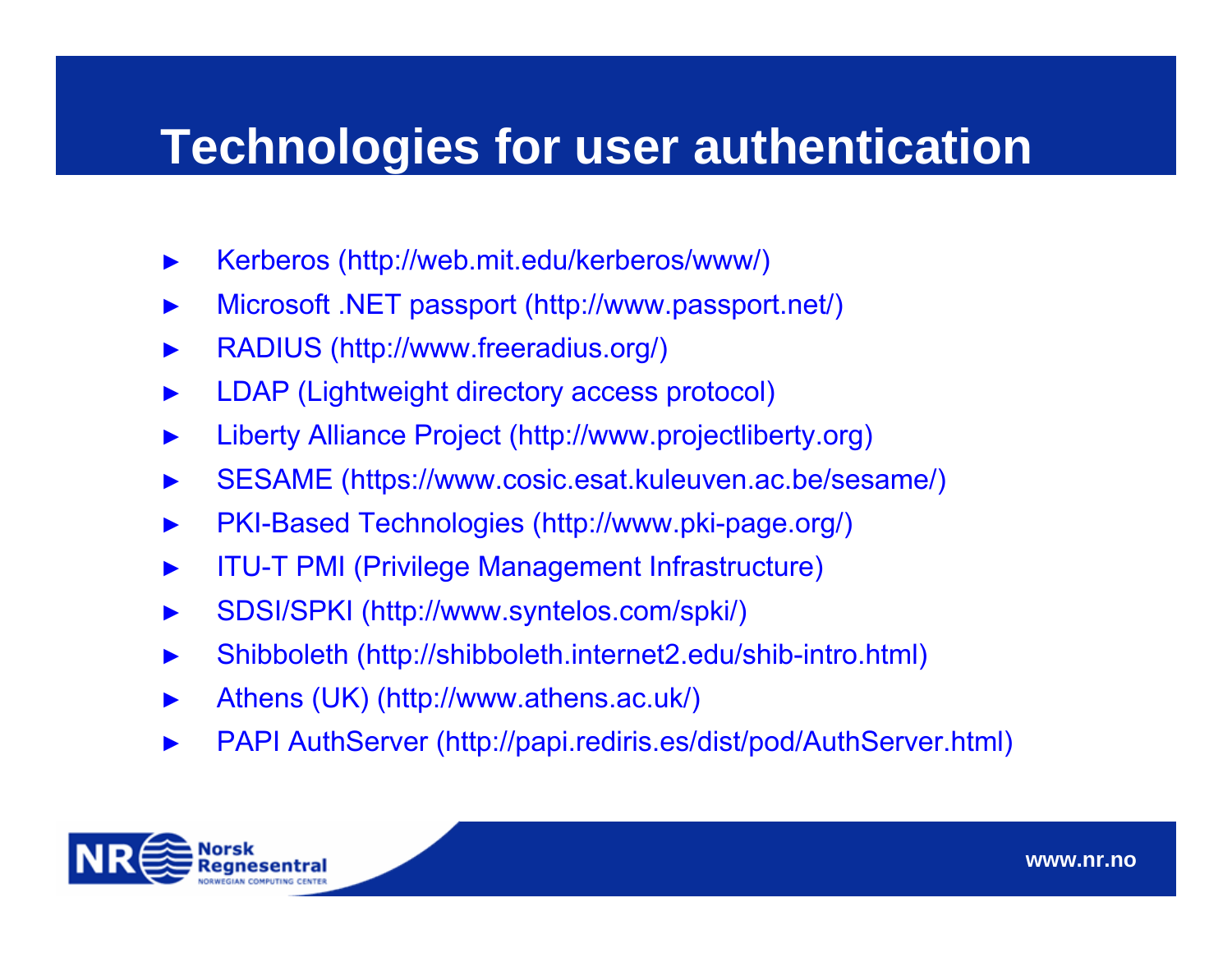# Technologies for user authentication

- Kerberos (http://web.mit.edu/kerberos/www/)
- Microsoft .NET passport (http://www.passport.net/)
- RADIUS (http://www.freeradius.org/)
- LDAP (Lightweight directory access protocol)
- Liberty Alliance Project (http://www.projectliberty.org)
- SESAME (https://www.cosic.esat.kuleuven.ac.be/sesame/)
- PKI-Based Technologies (http://www.pki-page.org/)
- ITU-T PMI (Privilege Management Infrastructure)
- SDSI/SPKI (http://www.syntelos.com/spki/)
- Shibboleth (http://shibboleth.internet2.edu/shib-intro.html)
- Athens (UK) (http://www.athens.ac.uk/)
- PAPI AuthServer (http://papi.rediris.es/dist/pod/AuthServer.html)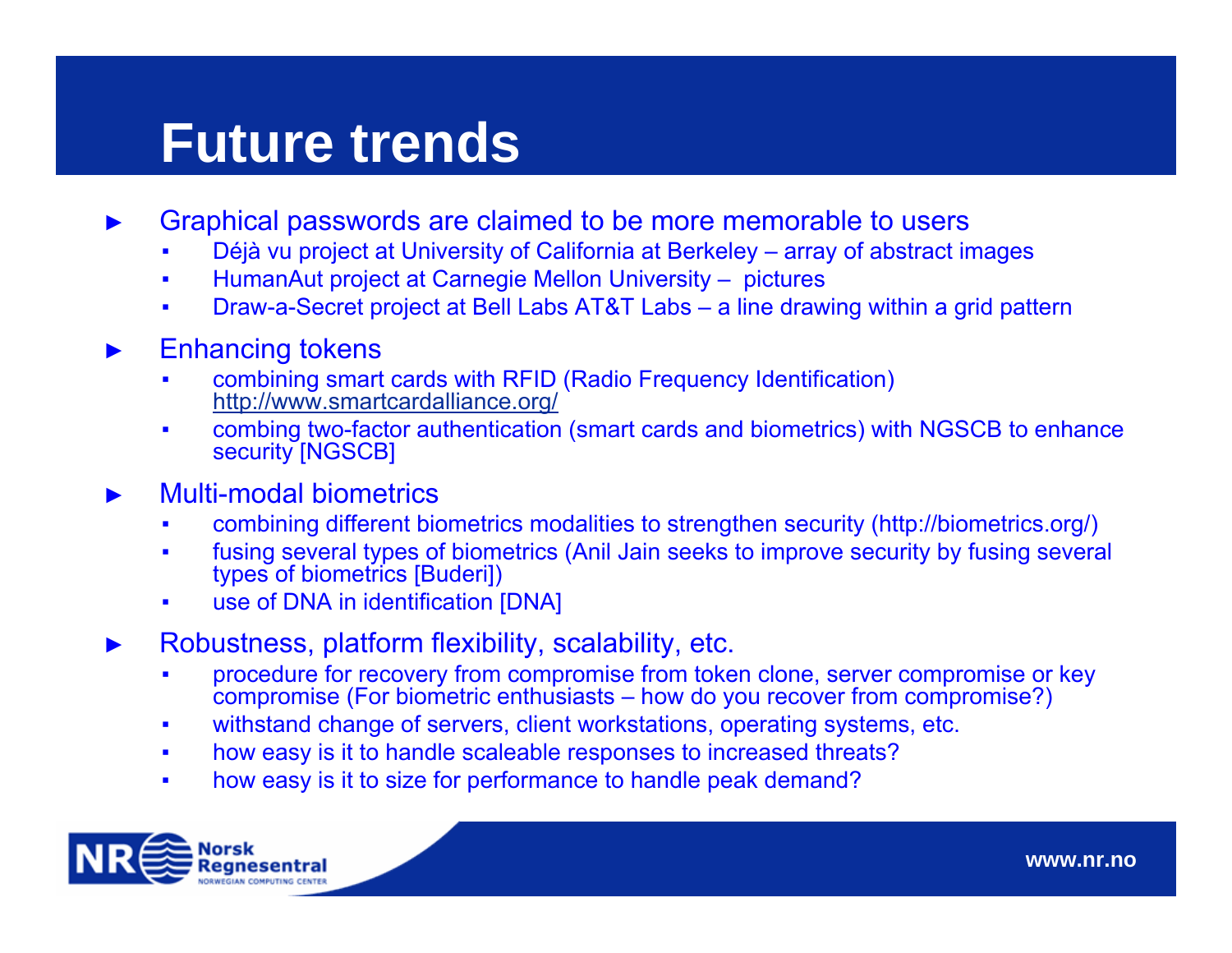# Future trends

- Graphical passwords are claimed to be more memorable to users
  - Déjà vu project at University of California at Berkeley – array of abstract images
  - HumanAut project at Carnegie Mellon University – pictures
  - Draw-a-Secret project at Bell Labs AT&T Labs – a line drawing within a grid pattern
- Enhancing tokens
  - combining smart cards with RFID (Radio Frequency Identification) http://www.smartcardalliance.org/
  - combing two-factor authentication (smart cards and biometrics) with NGSCB to enhance security [NGSCB]
- Multi-modal biometrics
  - combining different biometrics modalities to strengthen security (http://biometrics.org/)
  - fusing several types of biometrics (Anil Jain seeks to improve security by fusing several types of biometrics [Buderi])
  - use of DNA in identification [DNA]
- Robustness, platform flexibility, scalability, etc.
  - procedure for recovery from compromise from token clone, server compromise or key compromise (For biometric enthusiasts – how do you recover from compromise?)
  - withstand change of servers, client workstations, operating systems, etc.
  - how easy is it to handle scaleable responses to increased threats?
  - how easy is it to size for performance to handle peak demand?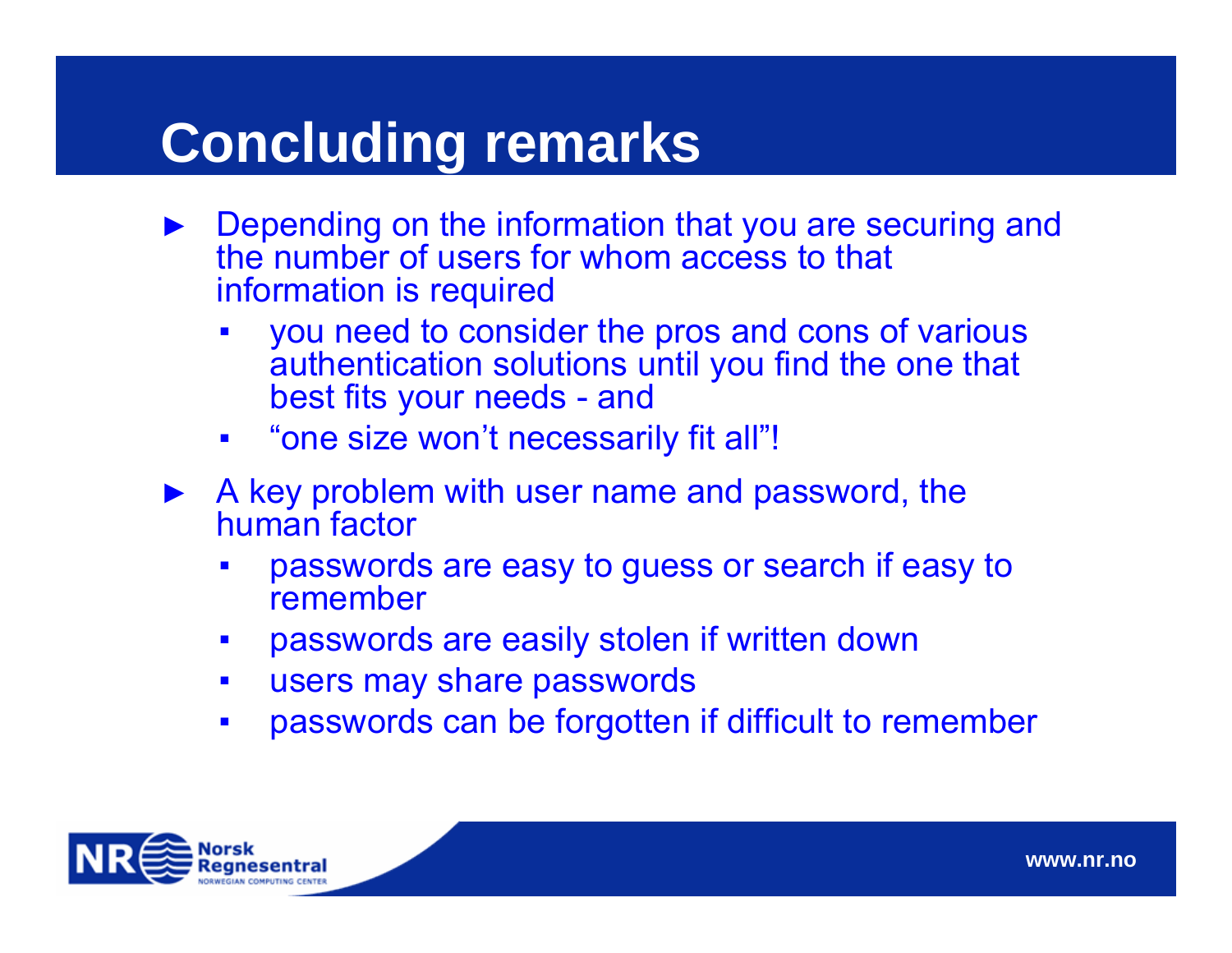# Concluding remarks

- Depending on the information that you are securing and the number of users for whom access to that information is required
  - you need to consider the pros and cons of various authentication solutions until you find the one that best fits your needs - and
  - “one size won’t necessarily fit all”!
- A key problem with user name and password, the human factor
  - passwords are easy to guess or search if easy to remember
  - passwords are easily stolen if written down
  - users may share passwords
  - passwords can be forgotten if difficult to remember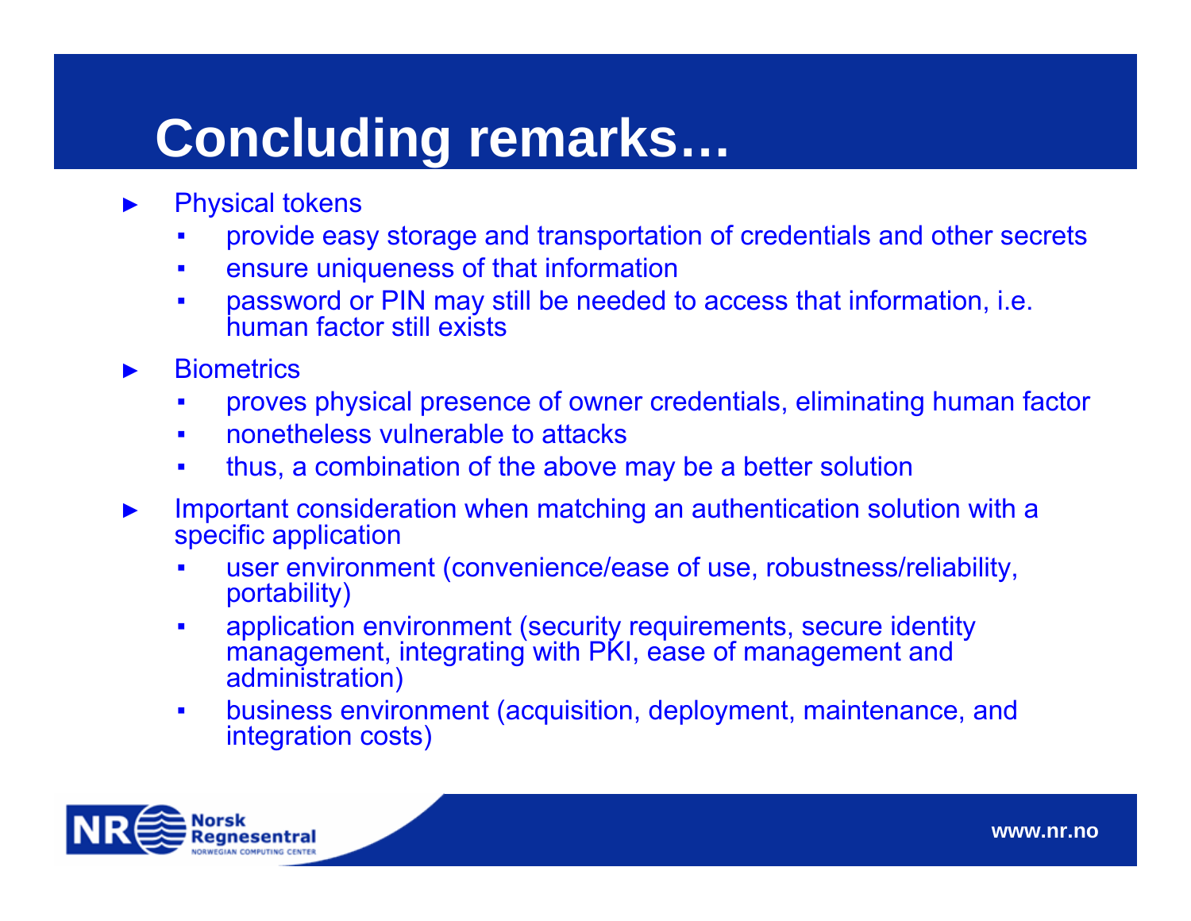# Concluding remarks…

- Physical tokens
  - provide easy storage and transportation of credentials and other secrets
  - ensure uniqueness of that information
  - password or PIN may still be needed to access that information, i.e. human factor still exists
- Biometrics
  - proves physical presence of owner credentials, eliminating human factor
  - nonetheless vulnerable to attacks
  - thus, a combination of the above may be a better solution
- Important consideration when matching an authentication solution with a specific application
  - user environment (convenience/ease of use, robustness/reliability, portability)
  - application environment (security requirements, secure identity management, integrating with PKI, ease of management and administration)
  - business environment (acquisition, deployment, maintenance, and integration costs)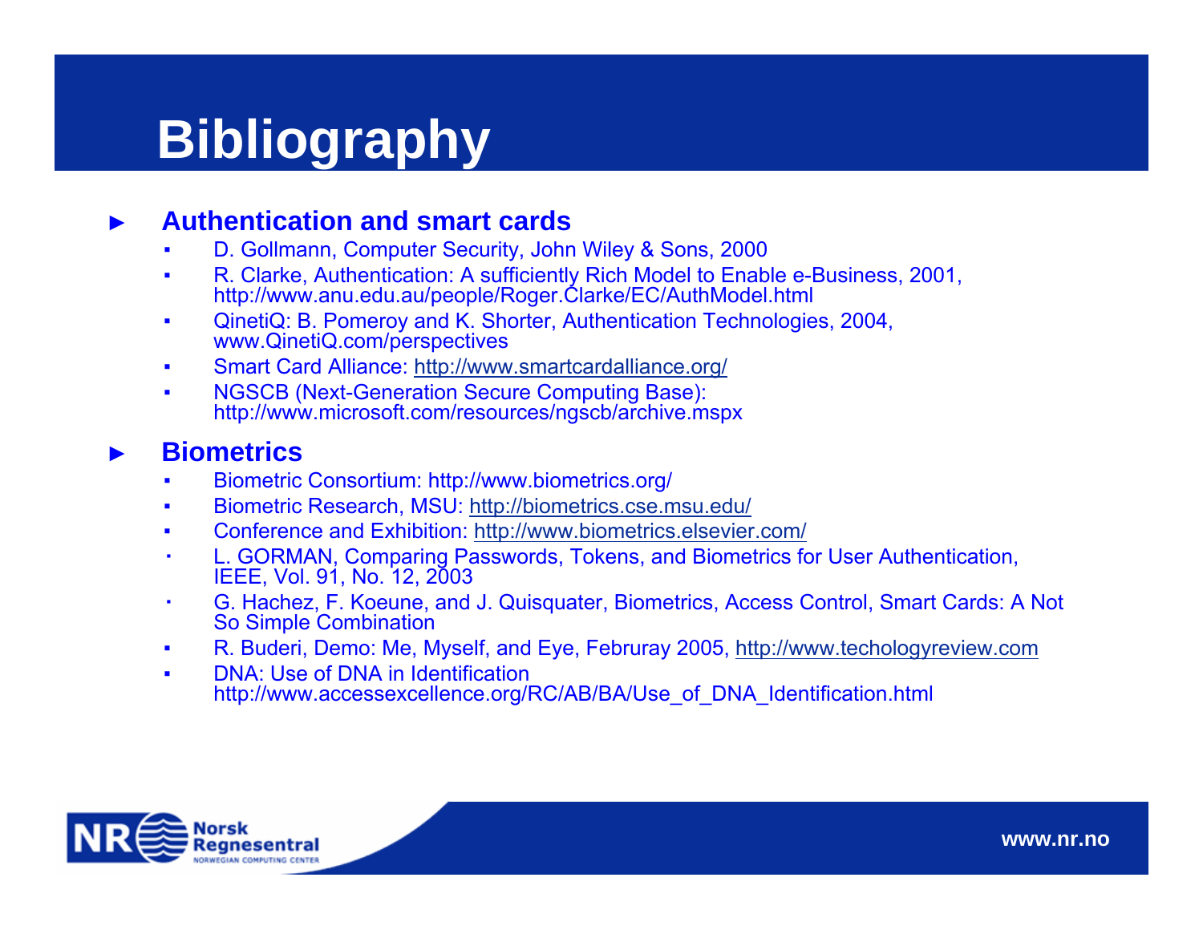# Bibliography

- **Authentication and smart cards**
  - D. Gollmann, Computer Security, John Wiley & Sons, 2000
  - R. Clarke, Authentication: A sufficiently Rich Model to Enable e-Business, 2001, http://www.anu.edu.au/people/Roger.Clarke/EC/AuthModel.html
  - QinetiQ: B. Pomeroy and K. Shorter, Authentication Technologies, 2004, www.QinetiQ.com/perspectives
  - Smart Card Alliance: http://www.smartcardalliance.org/
  - NGSCB (Next-Generation Secure Computing Base): http://www.microsoft.com/resources/ngscb/archive.mspx

- **Biometrics**
  - Biometric Consortium: http://www.biometrics.org/
  - Biometric Research, MSU: http://biometrics.cse.msu.edu/
  - Conference and Exhibition: http://www.biometrics.elsevier.com/
  - L. GORMAN, Comparing Passwords, Tokens, and Biometrics for User Authentication, IEEE, Vol. 91, No. 12, 2003
  - G. Hachez, F. Koeune, and J. Quisquater, Biometrics, Access Control, Smart Cards: A Not So Simple Combination
  - R. Buderi, Demo: Me, Myself, and Eye, Februray 2005, http://www.techologyreview.com
  - DNA: Use of DNA in Identification http://www.accessexcellence.org/RC/AB/BA/Use_of_DNA_Identification.html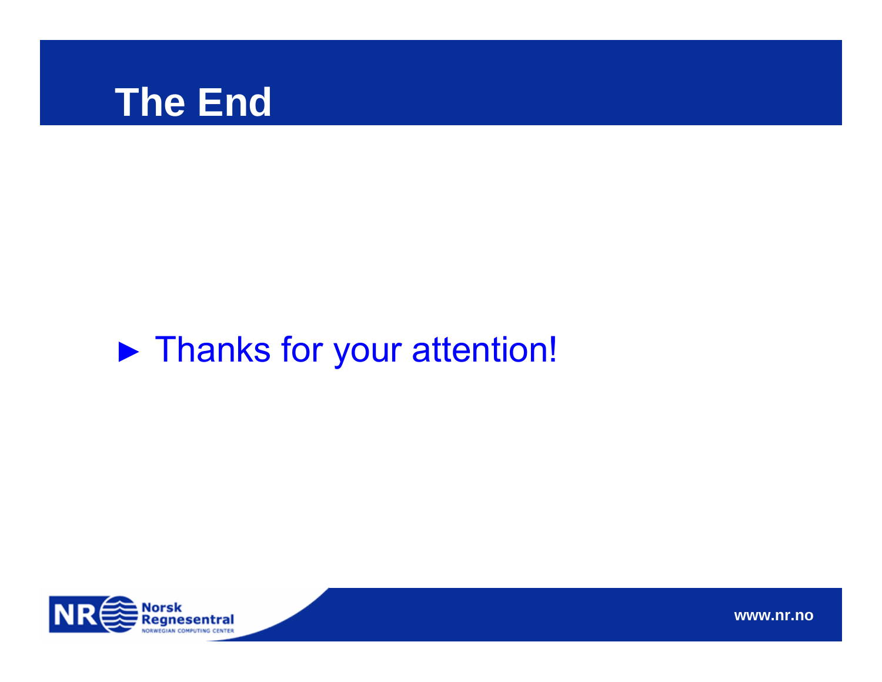# The End

- Thanks for your attention!